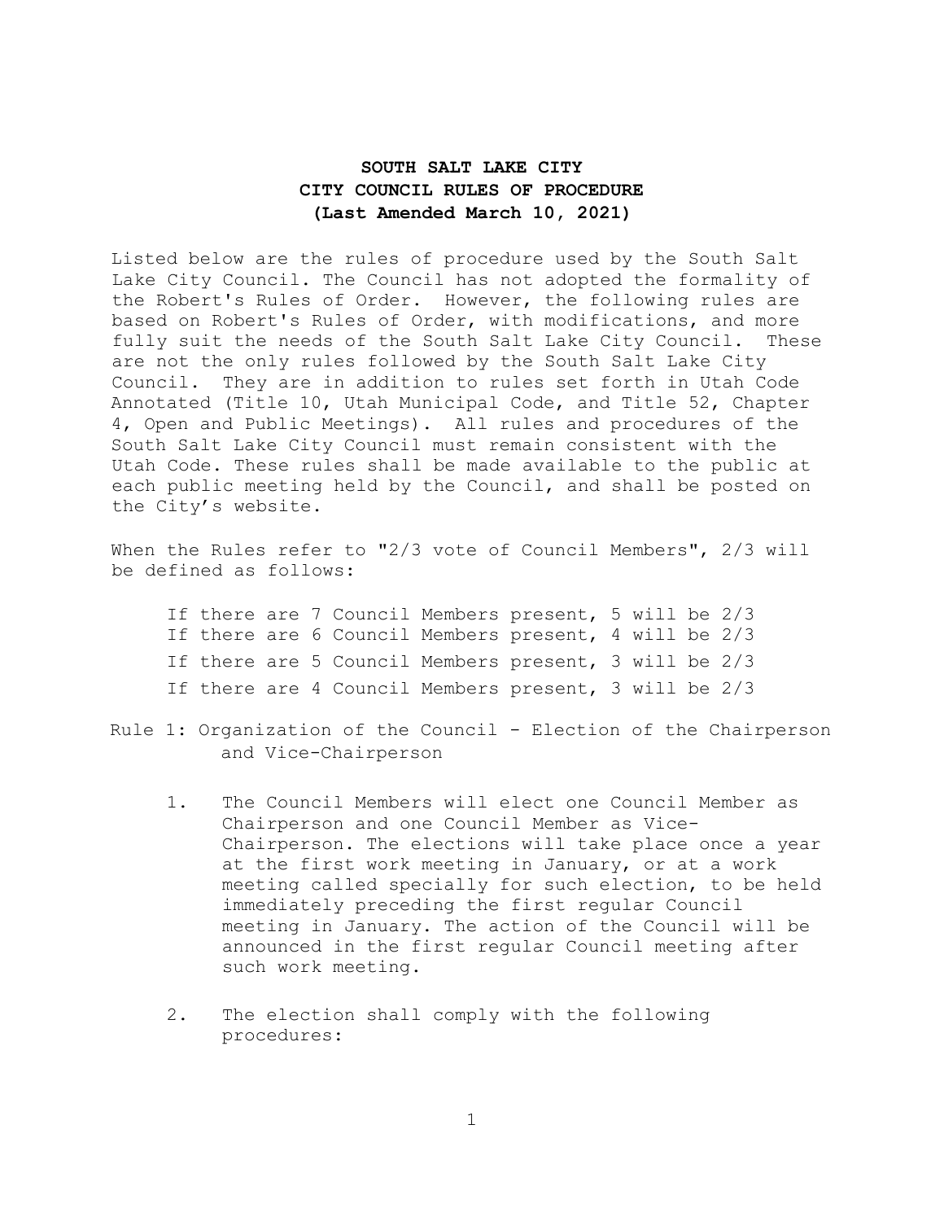# SOUTH SALT LAKE CITY
# CITY COUNCIL RULES OF PROCEDURE
# (Last Amended March 10, 2021)

Listed below are the rules of procedure used by the South Salt Lake City Council. The Council has not adopted the formality of the Robert's Rules of Order. However, the following rules are based on Robert's Rules of Order, with modifications, and more fully suit the needs of the South Salt Lake City Council. These are not the only rules followed by the South Salt Lake City Council. They are in addition to rules set forth in Utah Code Annotated (Title 10, Utah Municipal Code, and Title 52, Chapter 4, Open and Public Meetings). All rules and procedures of the South Salt Lake City Council must remain consistent with the Utah Code. These rules shall be made available to the public at each public meeting held by the Council, and shall be posted on the City's website.

When the Rules refer to "2/3 vote of Council Members", 2/3 will be defined as follows:

If there are 7 Council Members present, 5 will be 2/3
If there are 6 Council Members present, 4 will be 2/3
If there are 5 Council Members present, 3 will be 2/3
If there are 4 Council Members present, 3 will be 2/3

## Rule 1: Organization of the Council - Election of the Chairperson and Vice-Chairperson

1. The Council Members will elect one Council Member as Chairperson and one Council Member as Vice-Chairperson. The elections will take place once a year at the first work meeting in January, or at a work meeting called specially for such election, to be held immediately preceding the first regular Council meeting in January. The action of the Council will be announced in the first regular Council meeting after such work meeting.

2. The election shall comply with the following procedures: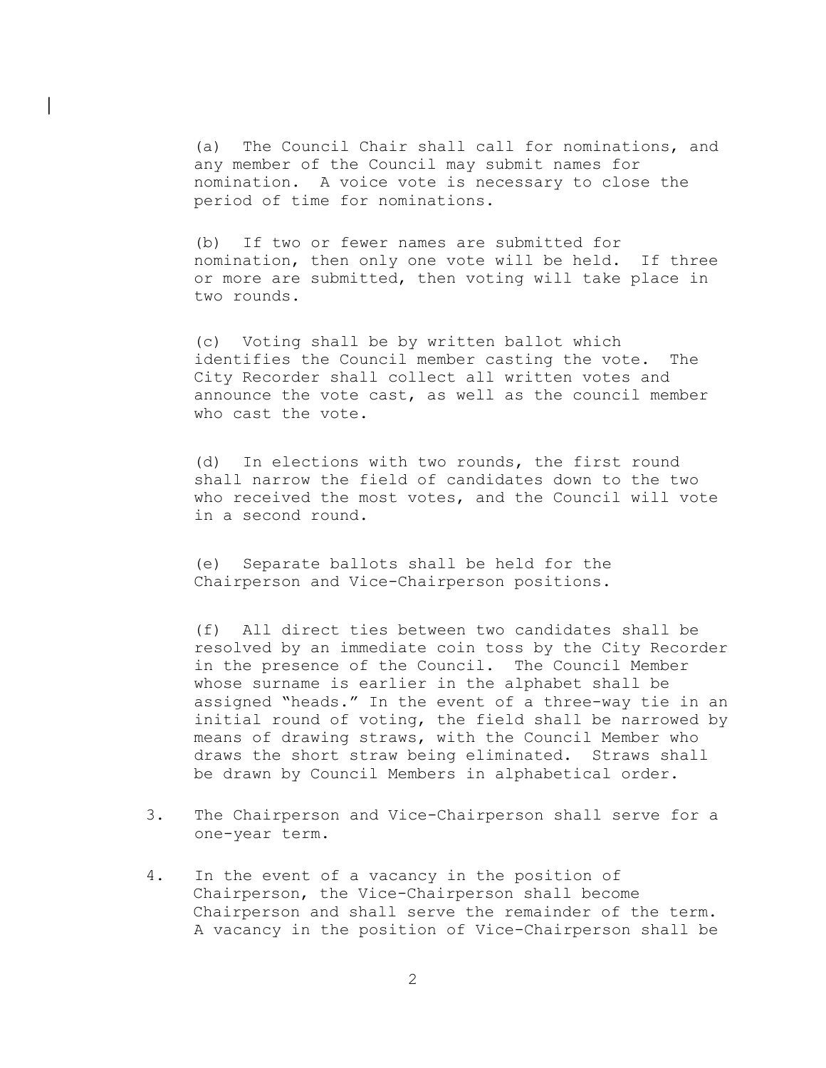(a) The Council Chair shall call for nominations, and any member of the Council may submit names for nomination. A voice vote is necessary to close the period of time for nominations.

(b) If two or fewer names are submitted for nomination, then only one vote will be held. If three or more are submitted, then voting will take place in two rounds.

(c) Voting shall be by written ballot which identifies the Council member casting the vote. The City Recorder shall collect all written votes and announce the vote cast, as well as the council member who cast the vote.

(d) In elections with two rounds, the first round shall narrow the field of candidates down to the two who received the most votes, and the Council will vote in a second round.

(e) Separate ballots shall be held for the Chairperson and Vice-Chairperson positions.

(f) All direct ties between two candidates shall be resolved by an immediate coin toss by the City Recorder in the presence of the Council. The Council Member whose surname is earlier in the alphabet shall be assigned "heads." In the event of a three-way tie in an initial round of voting, the field shall be narrowed by means of drawing straws, with the Council Member who draws the short straw being eliminated. Straws shall be drawn by Council Members in alphabetical order.

3. The Chairperson and Vice-Chairperson shall serve for a one-year term.

4. In the event of a vacancy in the position of Chairperson, the Vice-Chairperson shall become Chairperson and shall serve the remainder of the term. A vacancy in the position of Vice-Chairperson shall be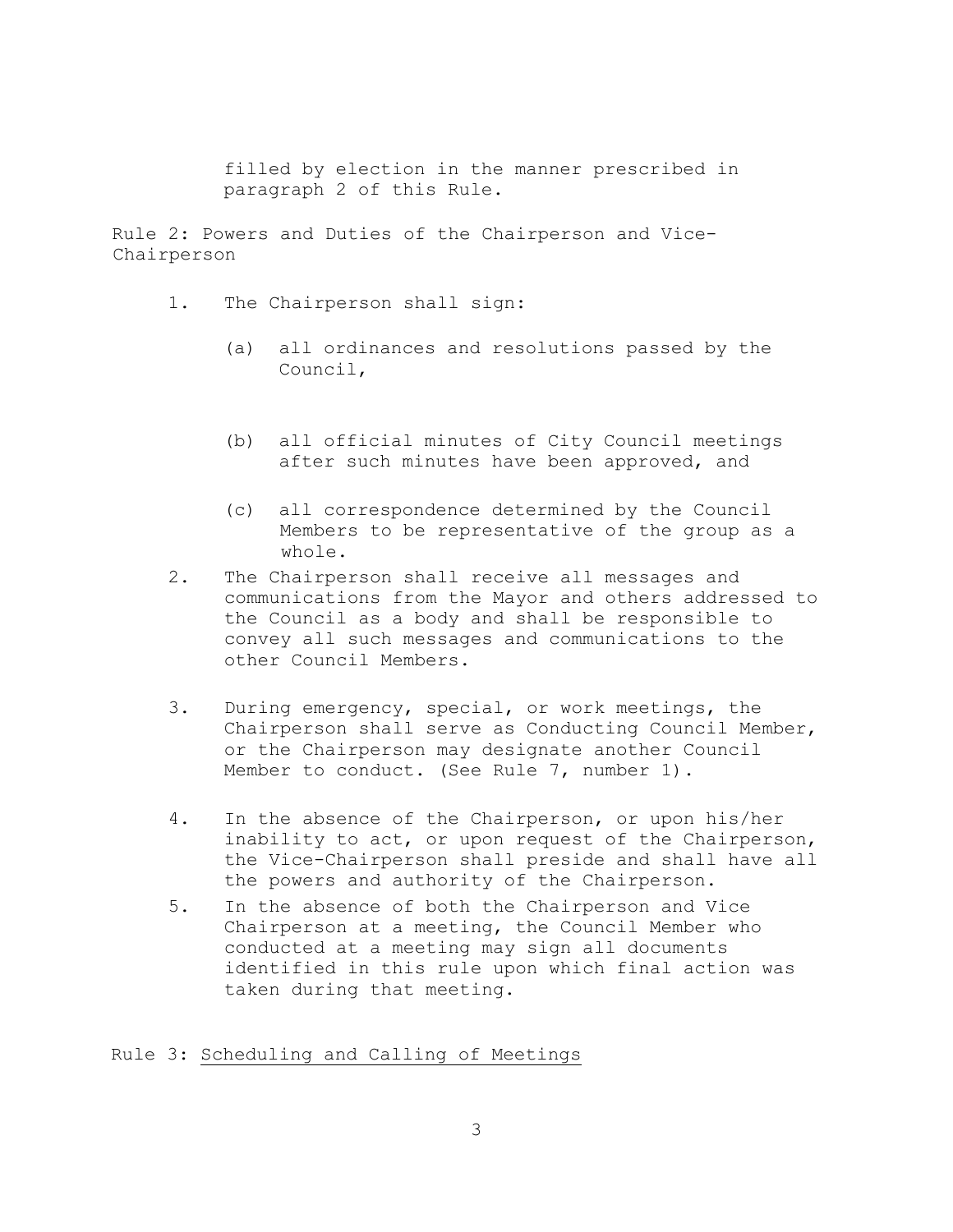filled by election in the manner prescribed in paragraph 2 of this Rule.

Rule 2: Powers and Duties of the Chairperson and Vice-Chairperson

1. The Chairperson shall sign:

   (a) all ordinances and resolutions passed by the Council,

   (b) all official minutes of City Council meetings after such minutes have been approved, and

   (c) all correspondence determined by the Council Members to be representative of the group as a whole.

2. The Chairperson shall receive all messages and communications from the Mayor and others addressed to the Council as a body and shall be responsible to convey all such messages and communications to the other Council Members.

3. During emergency, special, or work meetings, the Chairperson shall serve as Conducting Council Member, or the Chairperson may designate another Council Member to conduct. (See Rule 7, number 1).

4. In the absence of the Chairperson, or upon his/her inability to act, or upon request of the Chairperson, the Vice-Chairperson shall preside and shall have all the powers and authority of the Chairperson.

5. In the absence of both the Chairperson and Vice Chairperson at a meeting, the Council Member who conducted at a meeting may sign all documents identified in this rule upon which final action was taken during that meeting.

Rule 3: <u>Scheduling and Calling of Meetings</u>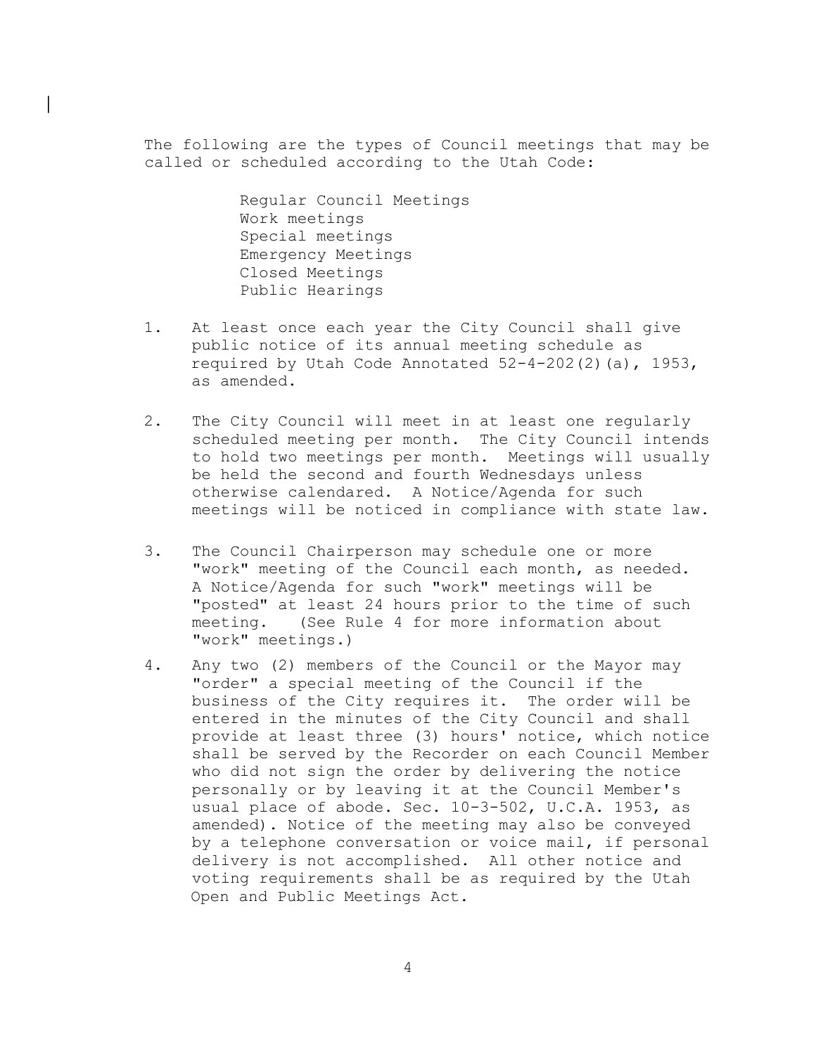The following are the types of Council meetings that may be called or scheduled according to the Utah Code:

Regular Council Meetings
Work meetings
Special meetings
Emergency Meetings
Closed Meetings
Public Hearings

1. At least once each year the City Council shall give public notice of its annual meeting schedule as required by Utah Code Annotated 52-4-202(2)(a), 1953, as amended.

2. The City Council will meet in at least one regularly scheduled meeting per month. The City Council intends to hold two meetings per month. Meetings will usually be held the second and fourth Wednesdays unless otherwise calendared. A Notice/Agenda for such meetings will be noticed in compliance with state law.

3. The Council Chairperson may schedule one or more "work" meeting of the Council each month, as needed. A Notice/Agenda for such "work" meetings will be "posted" at least 24 hours prior to the time of such meeting. (See Rule 4 for more information about "work" meetings.)

4. Any two (2) members of the Council or the Mayor may "order" a special meeting of the Council if the business of the City requires it. The order will be entered in the minutes of the City Council and shall provide at least three (3) hours' notice, which notice shall be served by the Recorder on each Council Member who did not sign the order by delivering the notice personally or by leaving it at the Council Member's usual place of abode. Sec. 10-3-502, U.C.A. 1953, as amended). Notice of the meeting may also be conveyed by a telephone conversation or voice mail, if personal delivery is not accomplished. All other notice and voting requirements shall be as required by the Utah Open and Public Meetings Act.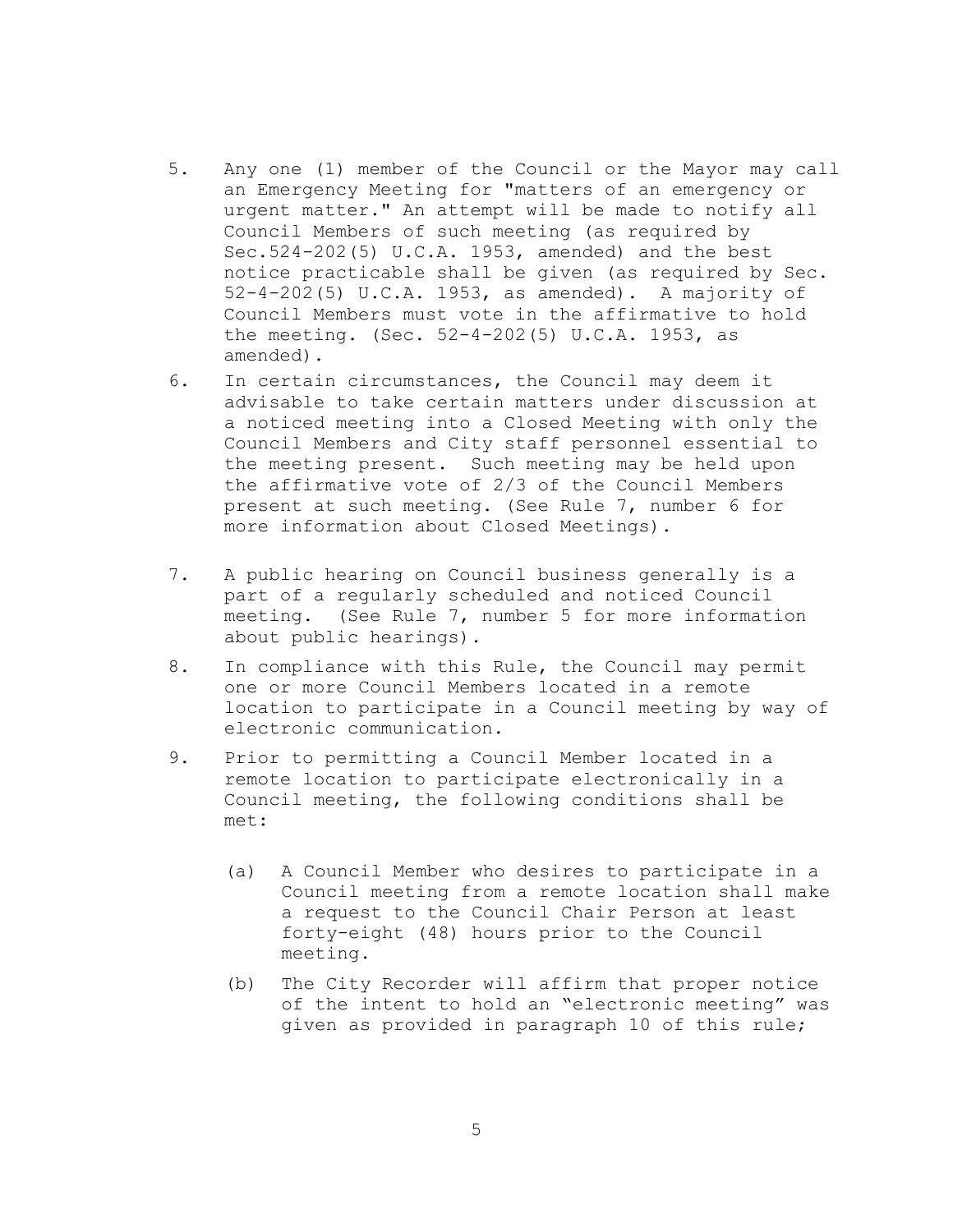5. Any one (1) member of the Council or the Mayor may call an Emergency Meeting for "matters of an emergency or urgent matter." An attempt will be made to notify all Council Members of such meeting (as required by Sec.524-202(5) U.C.A. 1953, amended) and the best notice practicable shall be given (as required by Sec. 52-4-202(5) U.C.A. 1953, as amended). A majority of Council Members must vote in the affirmative to hold the meeting. (Sec. 52-4-202(5) U.C.A. 1953, as amended).

6. In certain circumstances, the Council may deem it advisable to take certain matters under discussion at a noticed meeting into a Closed Meeting with only the Council Members and City staff personnel essential to the meeting present. Such meeting may be held upon the affirmative vote of 2/3 of the Council Members present at such meeting. (See Rule 7, number 6 for more information about Closed Meetings).

7. A public hearing on Council business generally is a part of a regularly scheduled and noticed Council meeting. (See Rule 7, number 5 for more information about public hearings).

8. In compliance with this Rule, the Council may permit one or more Council Members located in a remote location to participate in a Council meeting by way of electronic communication.

9. Prior to permitting a Council Member located in a remote location to participate electronically in a Council meeting, the following conditions shall be met:

   (a) A Council Member who desires to participate in a Council meeting from a remote location shall make a request to the Council Chair Person at least forty-eight (48) hours prior to the Council meeting.

   (b) The City Recorder will affirm that proper notice of the intent to hold an "electronic meeting" was given as provided in paragraph 10 of this rule;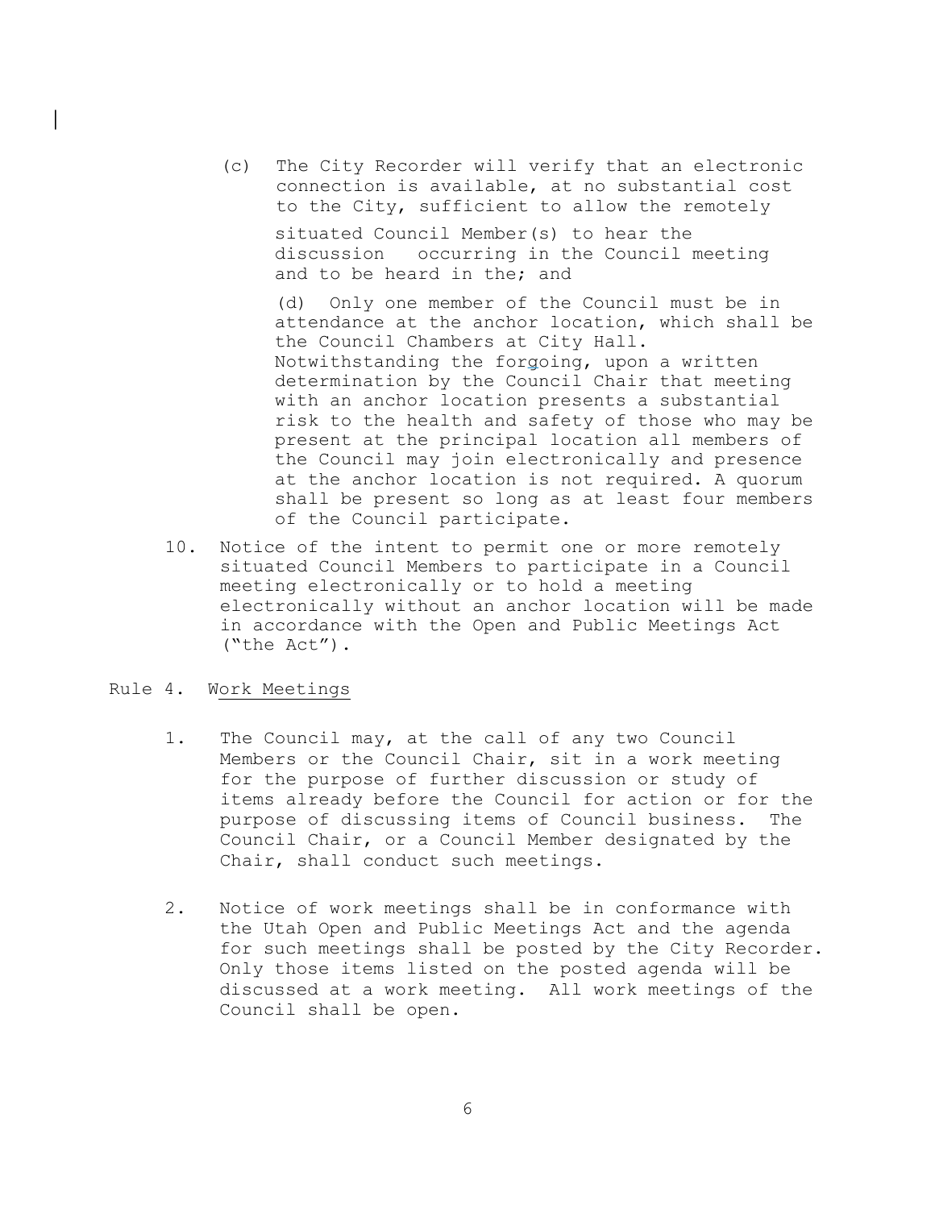(c) The City Recorder will verify that an electronic connection is available, at no substantial cost to the City, sufficient to allow the remotely situated Council Member(s) to hear the discussion occurring in the Council meeting and to be heard in the; and

(d) Only one member of the Council must be in attendance at the anchor location, which shall be the Council Chambers at City Hall. Notwithstanding the forgoing, upon a written determination by the Council Chair that meeting with an anchor location presents a substantial risk to the health and safety of those who may be present at the principal location all members of the Council may join electronically and presence at the anchor location is not required. A quorum shall be present so long as at least four members of the Council participate.

10. Notice of the intent to permit one or more remotely situated Council Members to participate in a Council meeting electronically or to hold a meeting electronically without an anchor location will be made in accordance with the Open and Public Meetings Act ("the Act").

Rule 4. Work Meetings

1. The Council may, at the call of any two Council Members or the Council Chair, sit in a work meeting for the purpose of further discussion or study of items already before the Council for action or for the purpose of discussing items of Council business. The Council Chair, or a Council Member designated by the Chair, shall conduct such meetings.

2. Notice of work meetings shall be in conformance with the Utah Open and Public Meetings Act and the agenda for such meetings shall be posted by the City Recorder. Only those items listed on the posted agenda will be discussed at a work meeting. All work meetings of the Council shall be open.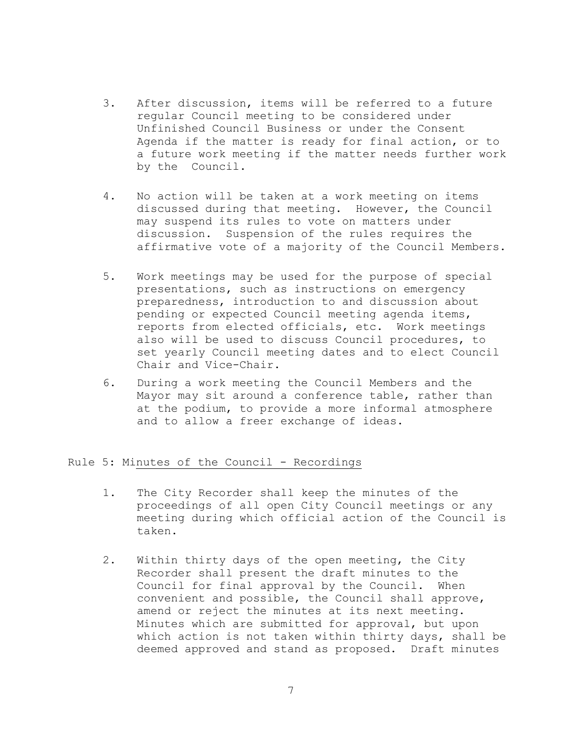3. After discussion, items will be referred to a future regular Council meeting to be considered under Unfinished Council Business or under the Consent Agenda if the matter is ready for final action, or to a future work meeting if the matter needs further work by the Council.

4. No action will be taken at a work meeting on items discussed during that meeting. However, the Council may suspend its rules to vote on matters under discussion. Suspension of the rules requires the affirmative vote of a majority of the Council Members.

5. Work meetings may be used for the purpose of special presentations, such as instructions on emergency preparedness, introduction to and discussion about pending or expected Council meeting agenda items, reports from elected officials, etc. Work meetings also will be used to discuss Council procedures, to set yearly Council meeting dates and to elect Council Chair and Vice-Chair.

6. During a work meeting the Council Members and the Mayor may sit around a conference table, rather than at the podium, to provide a more informal atmosphere and to allow a freer exchange of ideas.

## Rule 5: Minutes of the Council - Recordings

1. The City Recorder shall keep the minutes of the proceedings of all open City Council meetings or any meeting during which official action of the Council is taken.

2. Within thirty days of the open meeting, the City Recorder shall present the draft minutes to the Council for final approval by the Council. When convenient and possible, the Council shall approve, amend or reject the minutes at its next meeting. Minutes which are submitted for approval, but upon which action is not taken within thirty days, shall be deemed approved and stand as proposed. Draft minutes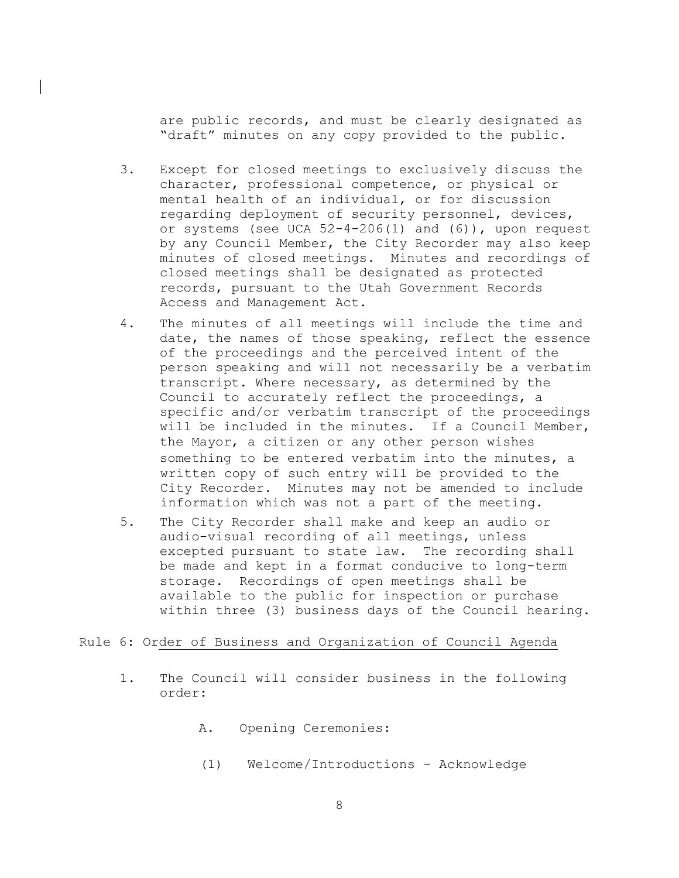are public records, and must be clearly designated as "draft" minutes on any copy provided to the public.

3. Except for closed meetings to exclusively discuss the character, professional competence, or physical or mental health of an individual, or for discussion regarding deployment of security personnel, devices, or systems (see UCA 52-4-206(1) and (6)), upon request by any Council Member, the City Recorder may also keep minutes of closed meetings. Minutes and recordings of closed meetings shall be designated as protected records, pursuant to the Utah Government Records Access and Management Act.

4. The minutes of all meetings will include the time and date, the names of those speaking, reflect the essence of the proceedings and the perceived intent of the person speaking and will not necessarily be a verbatim transcript. Where necessary, as determined by the Council to accurately reflect the proceedings, a specific and/or verbatim transcript of the proceedings will be included in the minutes. If a Council Member, the Mayor, a citizen or any other person wishes something to be entered verbatim into the minutes, a written copy of such entry will be provided to the City Recorder. Minutes may not be amended to include information which was not a part of the meeting.

5. The City Recorder shall make and keep an audio or audio-visual recording of all meetings, unless excepted pursuant to state law. The recording shall be made and kept in a format conducive to long-term storage. Recordings of open meetings shall be available to the public for inspection or purchase within three (3) business days of the Council hearing.

## Rule 6: Order of Business and Organization of Council Agenda

1. The Council will consider business in the following order:

   A. Opening Ceremonies:

      (1) Welcome/Introductions - Acknowledge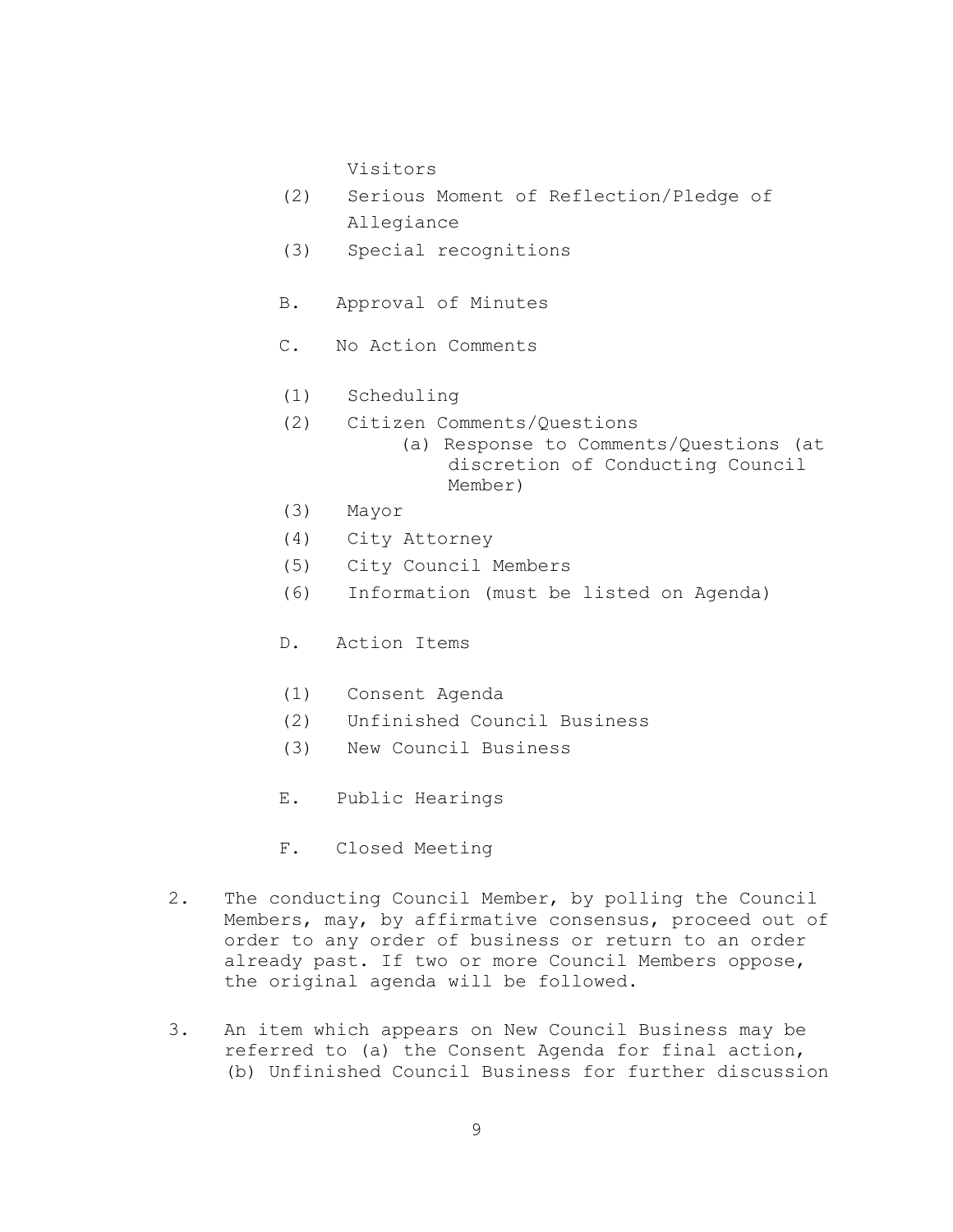Visitors

(2) Serious Moment of Reflection/Pledge of Allegiance

(3) Special recognitions

B. Approval of Minutes

C. No Action Comments

(1) Scheduling

(2) Citizen Comments/Questions

    (a) Response to Comments/Questions (at discretion of Conducting Council Member)

(3) Mayor

(4) City Attorney

(5) City Council Members

(6) Information (must be listed on Agenda)

D. Action Items

(1) Consent Agenda

(2) Unfinished Council Business

(3) New Council Business

E. Public Hearings

F. Closed Meeting

2. The conducting Council Member, by polling the Council Members, may, by affirmative consensus, proceed out of order to any order of business or return to an order already past. If two or more Council Members oppose, the original agenda will be followed.

3. An item which appears on New Council Business may be referred to (a) the Consent Agenda for final action, (b) Unfinished Council Business for further discussion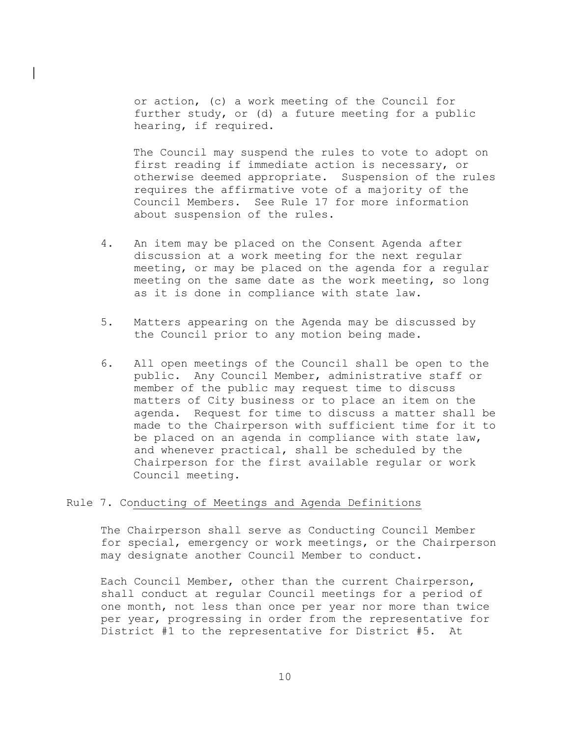or action, (c) a work meeting of the Council for further study, or (d) a future meeting for a public hearing, if required.

The Council may suspend the rules to vote to adopt on first reading if immediate action is necessary, or otherwise deemed appropriate. Suspension of the rules requires the affirmative vote of a majority of the Council Members. See Rule 17 for more information about suspension of the rules.

4. An item may be placed on the Consent Agenda after discussion at a work meeting for the next regular meeting, or may be placed on the agenda for a regular meeting on the same date as the work meeting, so long as it is done in compliance with state law.

5. Matters appearing on the Agenda may be discussed by the Council prior to any motion being made.

6. All open meetings of the Council shall be open to the public. Any Council Member, administrative staff or member of the public may request time to discuss matters of City business or to place an item on the agenda. Request for time to discuss a matter shall be made to the Chairperson with sufficient time for it to be placed on an agenda in compliance with state law, and whenever practical, shall be scheduled by the Chairperson for the first available regular or work Council meeting.

Rule 7. Conducting of Meetings and Agenda Definitions

The Chairperson shall serve as Conducting Council Member for special, emergency or work meetings, or the Chairperson may designate another Council Member to conduct.

Each Council Member, other than the current Chairperson, shall conduct at regular Council meetings for a period of one month, not less than once per year nor more than twice per year, progressing in order from the representative for District #1 to the representative for District #5. At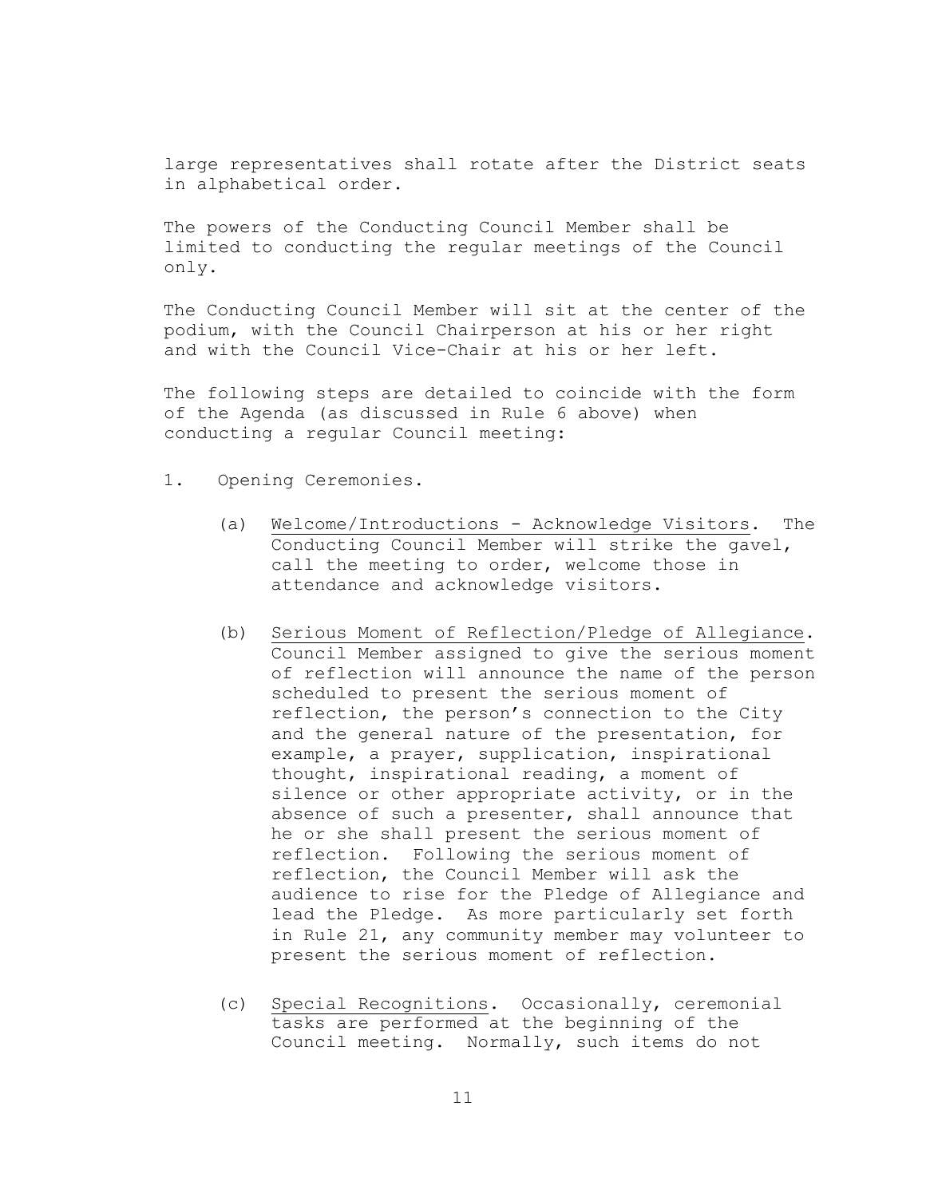large representatives shall rotate after the District seats in alphabetical order.

The powers of the Conducting Council Member shall be limited to conducting the regular meetings of the Council only.

The Conducting Council Member will sit at the center of the podium, with the Council Chairperson at his or her right and with the Council Vice-Chair at his or her left.

The following steps are detailed to coincide with the form of the Agenda (as discussed in Rule 6 above) when conducting a regular Council meeting:

1. Opening Ceremonies.

   (a) Welcome/Introductions - Acknowledge Visitors. The Conducting Council Member will strike the gavel, call the meeting to order, welcome those in attendance and acknowledge visitors.

   (b) Serious Moment of Reflection/Pledge of Allegiance. Council Member assigned to give the serious moment of reflection will announce the name of the person scheduled to present the serious moment of reflection, the person's connection to the City and the general nature of the presentation, for example, a prayer, supplication, inspirational thought, inspirational reading, a moment of silence or other appropriate activity, or in the absence of such a presenter, shall announce that he or she shall present the serious moment of reflection. Following the serious moment of reflection, the Council Member will ask the audience to rise for the Pledge of Allegiance and lead the Pledge. As more particularly set forth in Rule 21, any community member may volunteer to present the serious moment of reflection.

   (c) Special Recognitions. Occasionally, ceremonial tasks are performed at the beginning of the Council meeting. Normally, such items do not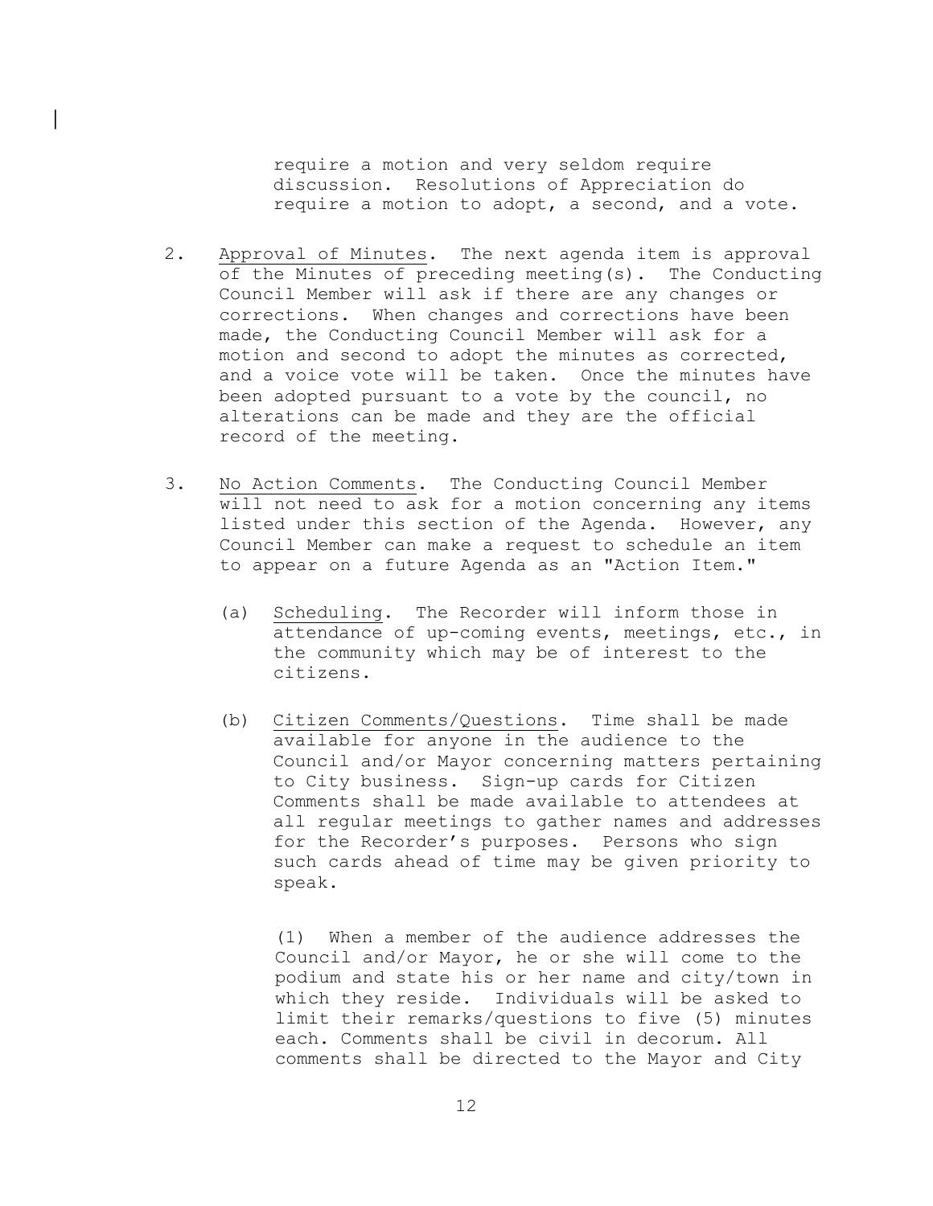require a motion and very seldom require discussion. Resolutions of Appreciation do require a motion to adopt, a second, and a vote.

2. Approval of Minutes. The next agenda item is approval of the Minutes of preceding meeting(s). The Conducting Council Member will ask if there are any changes or corrections. When changes and corrections have been made, the Conducting Council Member will ask for a motion and second to adopt the minutes as corrected, and a voice vote will be taken. Once the minutes have been adopted pursuant to a vote by the council, no alterations can be made and they are the official record of the meeting.

3. No Action Comments. The Conducting Council Member will not need to ask for a motion concerning any items listed under this section of the Agenda. However, any Council Member can make a request to schedule an item to appear on a future Agenda as an "Action Item."

   (a) Scheduling. The Recorder will inform those in attendance of up-coming events, meetings, etc., in the community which may be of interest to the citizens.

   (b) Citizen Comments/Questions. Time shall be made available for anyone in the audience to the Council and/or Mayor concerning matters pertaining to City business. Sign-up cards for Citizen Comments shall be made available to attendees at all regular meetings to gather names and addresses for the Recorder's purposes. Persons who sign such cards ahead of time may be given priority to speak.

      (1) When a member of the audience addresses the Council and/or Mayor, he or she will come to the podium and state his or her name and city/town in which they reside. Individuals will be asked to limit their remarks/questions to five (5) minutes each. Comments shall be civil in decorum. All comments shall be directed to the Mayor and City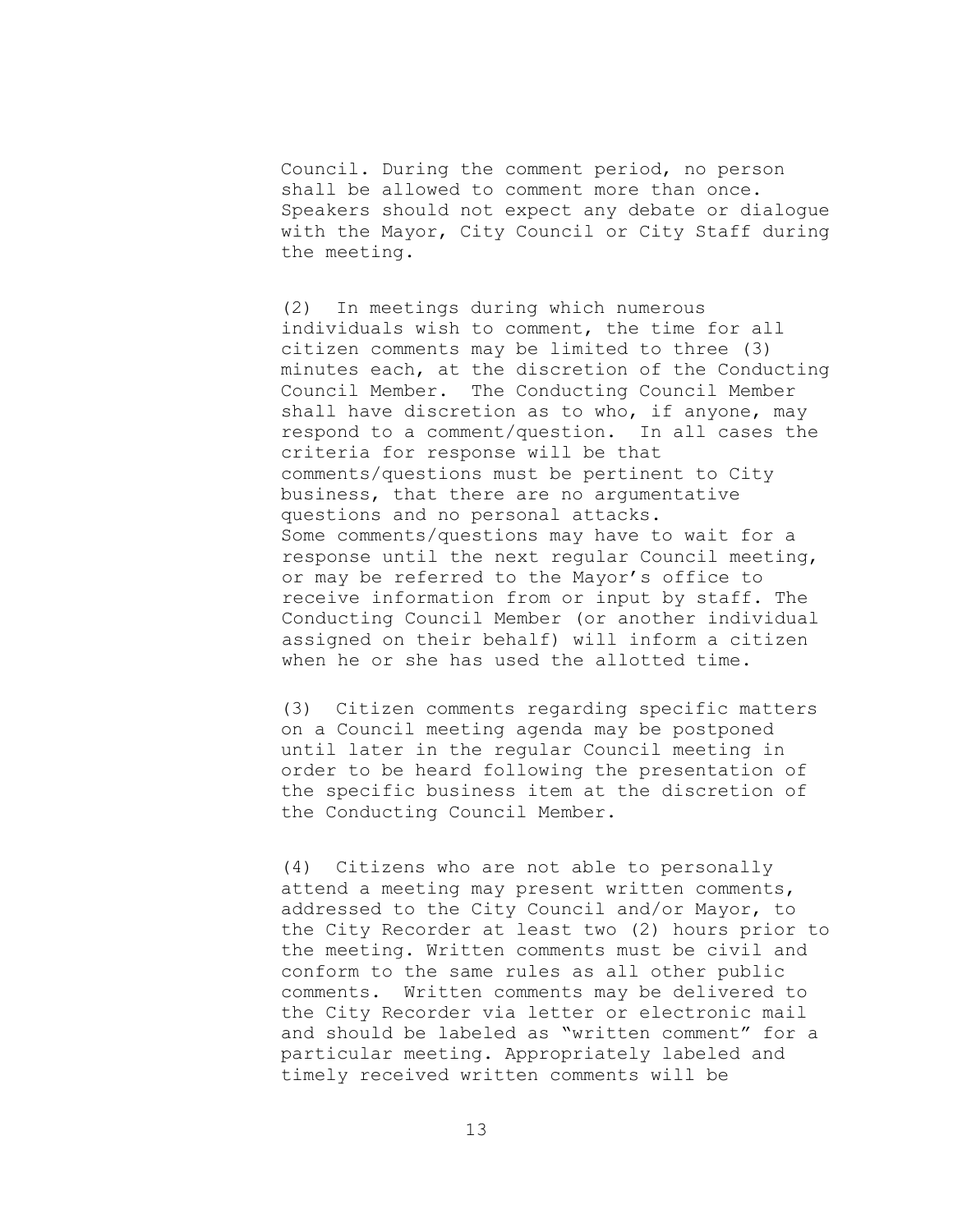Council. During the comment period, no person shall be allowed to comment more than once. Speakers should not expect any debate or dialogue with the Mayor, City Council or City Staff during the meeting.

(2) In meetings during which numerous individuals wish to comment, the time for all citizen comments may be limited to three (3) minutes each, at the discretion of the Conducting Council Member. The Conducting Council Member shall have discretion as to who, if anyone, may respond to a comment/question. In all cases the criteria for response will be that comments/questions must be pertinent to City business, that there are no argumentative questions and no personal attacks. Some comments/questions may have to wait for a response until the next regular Council meeting, or may be referred to the Mayor's office to receive information from or input by staff. The Conducting Council Member (or another individual assigned on their behalf) will inform a citizen when he or she has used the allotted time.

(3) Citizen comments regarding specific matters on a Council meeting agenda may be postponed until later in the regular Council meeting in order to be heard following the presentation of the specific business item at the discretion of the Conducting Council Member.

(4) Citizens who are not able to personally attend a meeting may present written comments, addressed to the City Council and/or Mayor, to the City Recorder at least two (2) hours prior to the meeting. Written comments must be civil and conform to the same rules as all other public comments. Written comments may be delivered to the City Recorder via letter or electronic mail and should be labeled as "written comment" for a particular meeting. Appropriately labeled and timely received written comments will be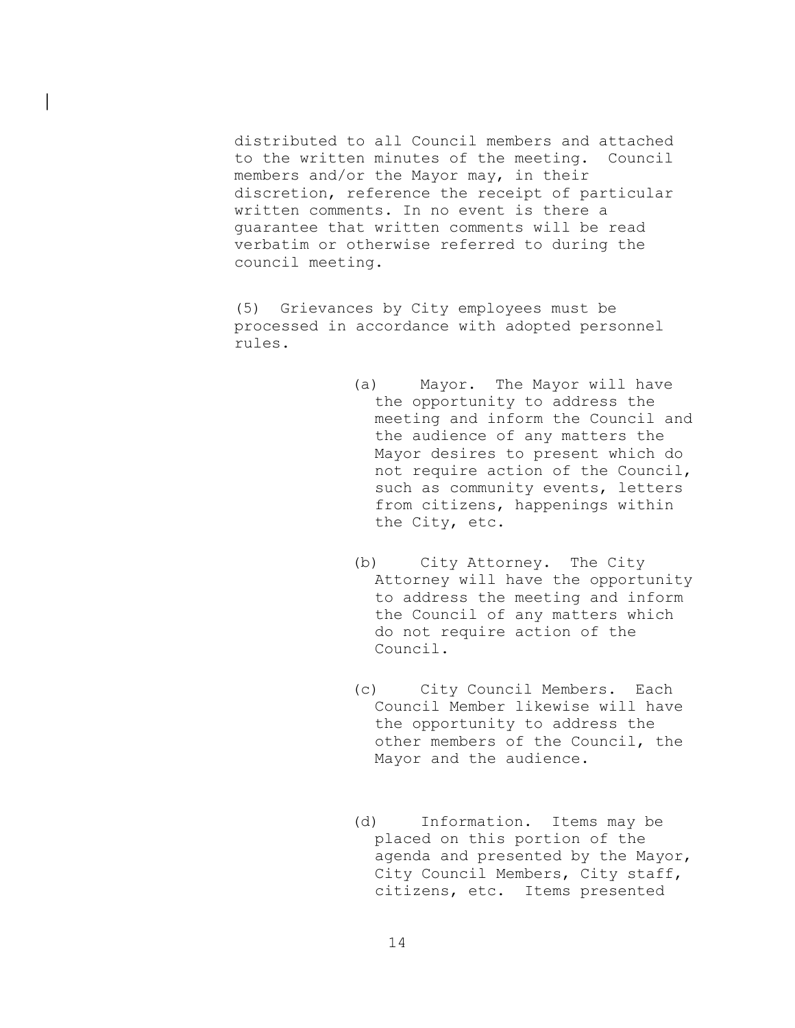distributed to all Council members and attached to the written minutes of the meeting. Council members and/or the Mayor may, in their discretion, reference the receipt of particular written comments. In no event is there a guarantee that written comments will be read verbatim or otherwise referred to during the council meeting.

(5) Grievances by City employees must be processed in accordance with adopted personnel rules.

(a) Mayor. The Mayor will have the opportunity to address the meeting and inform the Council and the audience of any matters the Mayor desires to present which do not require action of the Council, such as community events, letters from citizens, happenings within the City, etc.

(b) City Attorney. The City Attorney will have the opportunity to address the meeting and inform the Council of any matters which do not require action of the Council.

(c) City Council Members. Each Council Member likewise will have the opportunity to address the other members of the Council, the Mayor and the audience.

(d) Information. Items may be placed on this portion of the agenda and presented by the Mayor, City Council Members, City staff, citizens, etc. Items presented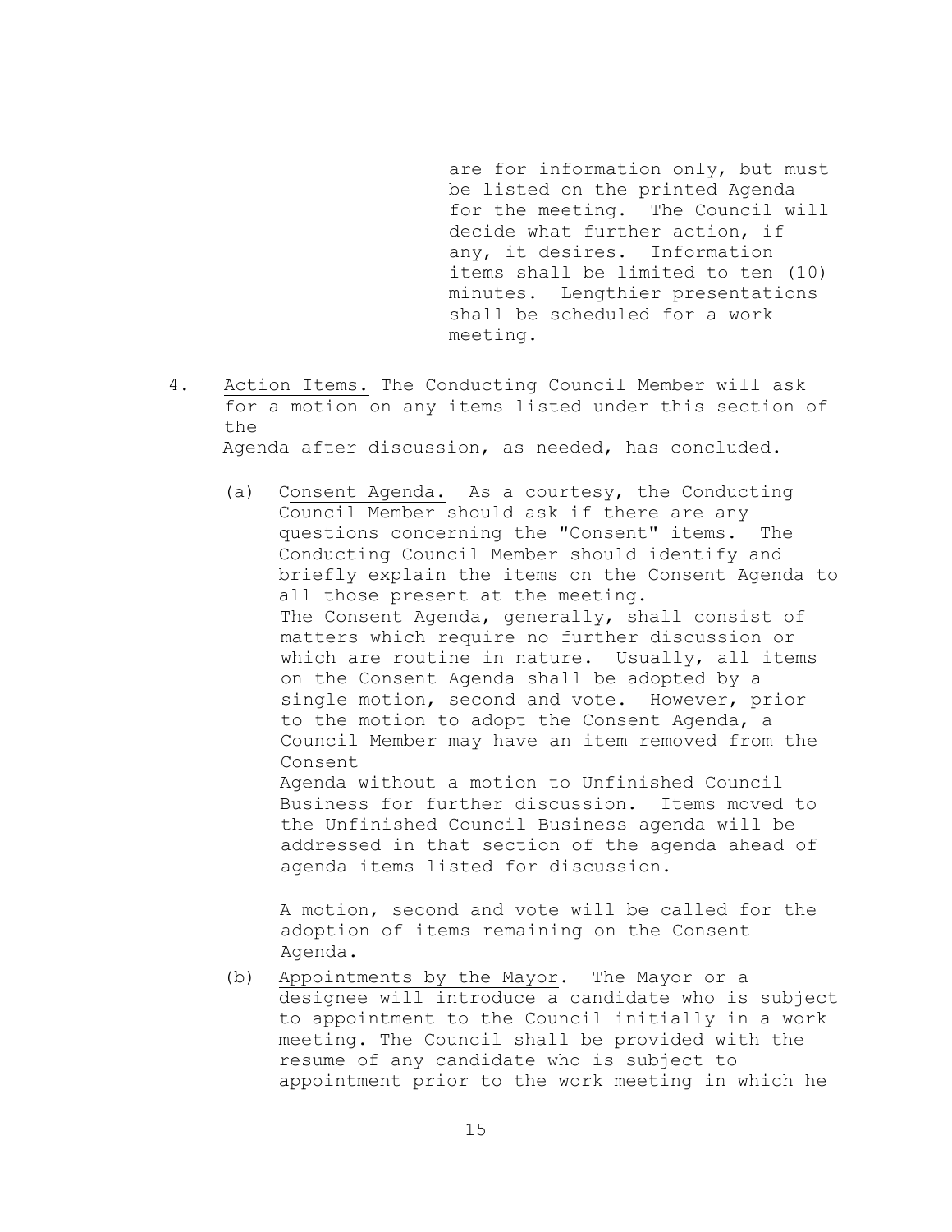are for information only, but must be listed on the printed Agenda for the meeting. The Council will decide what further action, if any, it desires. Information items shall be limited to ten (10) minutes. Lengthier presentations shall be scheduled for a work meeting.

4. Action Items. The Conducting Council Member will ask for a motion on any items listed under this section of the Agenda after discussion, as needed, has concluded.

   (a) Consent Agenda. As a courtesy, the Conducting Council Member should ask if there are any questions concerning the "Consent" items. The Conducting Council Member should identify and briefly explain the items on the Consent Agenda to all those present at the meeting. The Consent Agenda, generally, shall consist of matters which require no further discussion or which are routine in nature. Usually, all items on the Consent Agenda shall be adopted by a single motion, second and vote. However, prior to the motion to adopt the Consent Agenda, a Council Member may have an item removed from the Consent Agenda without a motion to Unfinished Council Business for further discussion. Items moved to the Unfinished Council Business agenda will be addressed in that section of the agenda ahead of agenda items listed for discussion.

   A motion, second and vote will be called for the adoption of items remaining on the Consent Agenda.

   (b) Appointments by the Mayor. The Mayor or a designee will introduce a candidate who is subject to appointment to the Council initially in a work meeting. The Council shall be provided with the resume of any candidate who is subject to appointment prior to the work meeting in which he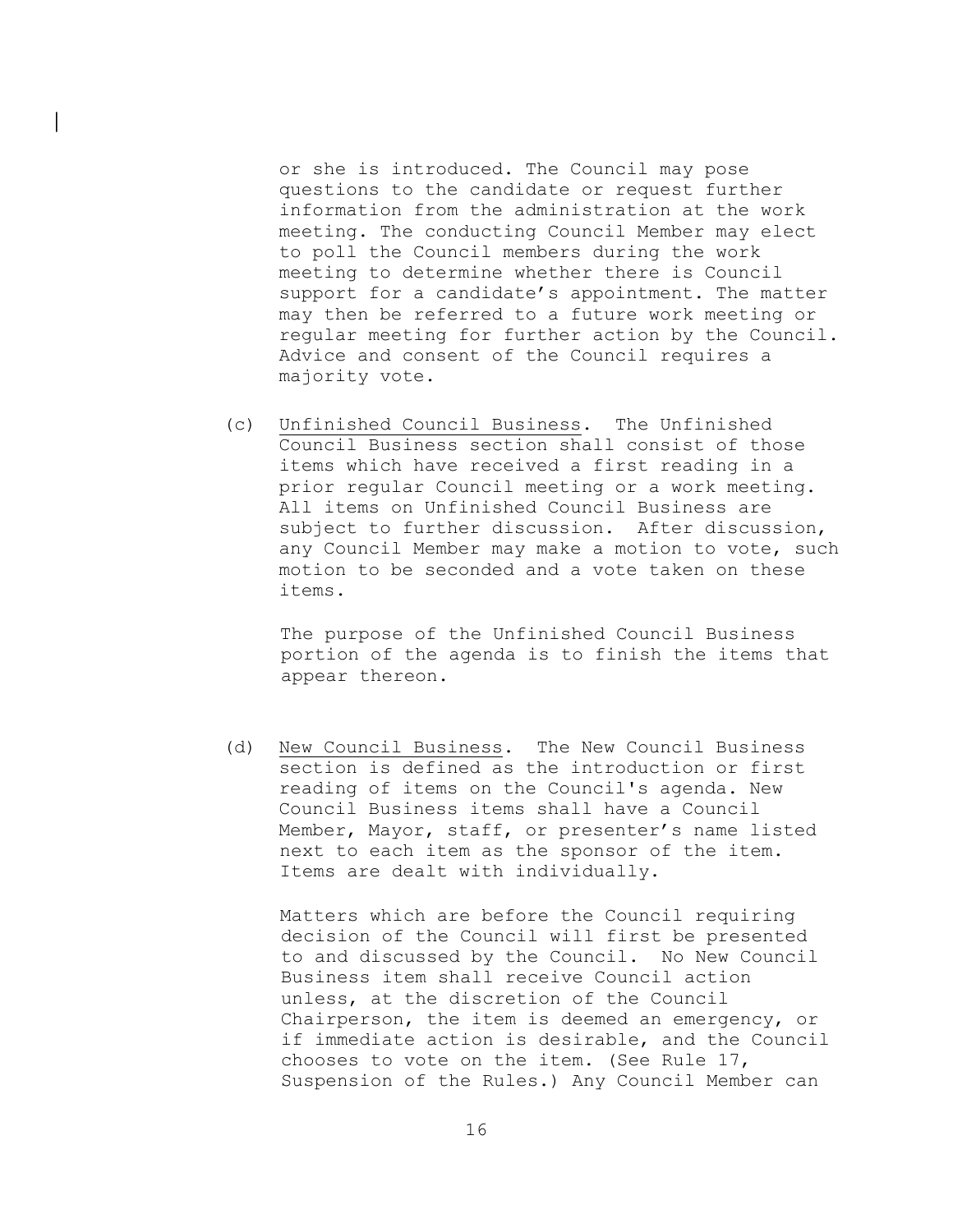or she is introduced. The Council may pose questions to the candidate or request further information from the administration at the work meeting. The conducting Council Member may elect to poll the Council members during the work meeting to determine whether there is Council support for a candidate's appointment. The matter may then be referred to a future work meeting or regular meeting for further action by the Council. Advice and consent of the Council requires a majority vote.

(c) <u>Unfinished Council Business</u>. The Unfinished Council Business section shall consist of those items which have received a first reading in a prior regular Council meeting or a work meeting. All items on Unfinished Council Business are subject to further discussion. After discussion, any Council Member may make a motion to vote, such motion to be seconded and a vote taken on these items.

The purpose of the Unfinished Council Business portion of the agenda is to finish the items that appear thereon.

(d) <u>New Council Business</u>. The New Council Business section is defined as the introduction or first reading of items on the Council's agenda. New Council Business items shall have a Council Member, Mayor, staff, or presenter's name listed next to each item as the sponsor of the item. Items are dealt with individually.

Matters which are before the Council requiring decision of the Council will first be presented to and discussed by the Council. No New Council Business item shall receive Council action unless, at the discretion of the Council Chairperson, the item is deemed an emergency, or if immediate action is desirable, and the Council chooses to vote on the item. (See Rule 17, Suspension of the Rules.) Any Council Member can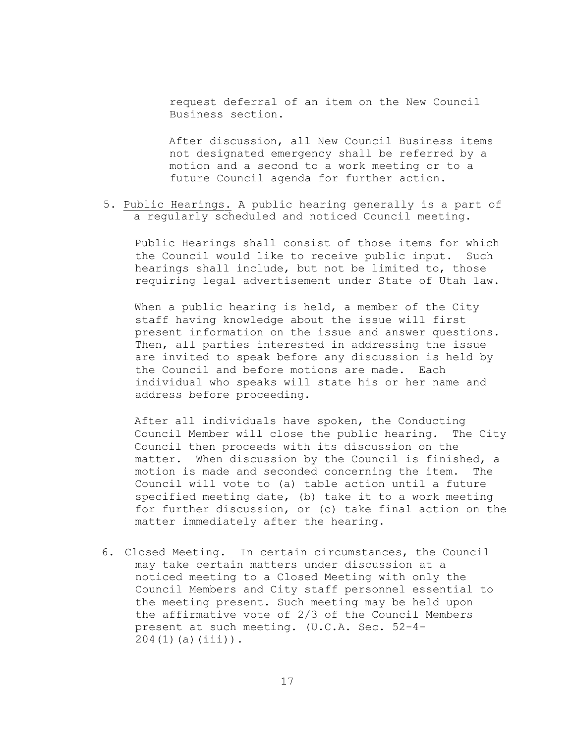request deferral of an item on the New Council Business section.

After discussion, all New Council Business items not designated emergency shall be referred by a motion and a second to a work meeting or to a future Council agenda for further action.

5. Public Hearings. A public hearing generally is a part of a regularly scheduled and noticed Council meeting.

   Public Hearings shall consist of those items for which the Council would like to receive public input. Such hearings shall include, but not be limited to, those requiring legal advertisement under State of Utah law.

   When a public hearing is held, a member of the City staff having knowledge about the issue will first present information on the issue and answer questions. Then, all parties interested in addressing the issue are invited to speak before any discussion is held by the Council and before motions are made. Each individual who speaks will state his or her name and address before proceeding.

   After all individuals have spoken, the Conducting Council Member will close the public hearing. The City Council then proceeds with its discussion on the matter. When discussion by the Council is finished, a motion is made and seconded concerning the item. The Council will vote to (a) table action until a future specified meeting date, (b) take it to a work meeting for further discussion, or (c) take final action on the matter immediately after the hearing.

6. Closed Meeting. In certain circumstances, the Council may take certain matters under discussion at a noticed meeting to a Closed Meeting with only the Council Members and City staff personnel essential to the meeting present. Such meeting may be held upon the affirmative vote of 2/3 of the Council Members present at such meeting. (U.C.A. Sec. 52-4-204(1)(a)(iii)).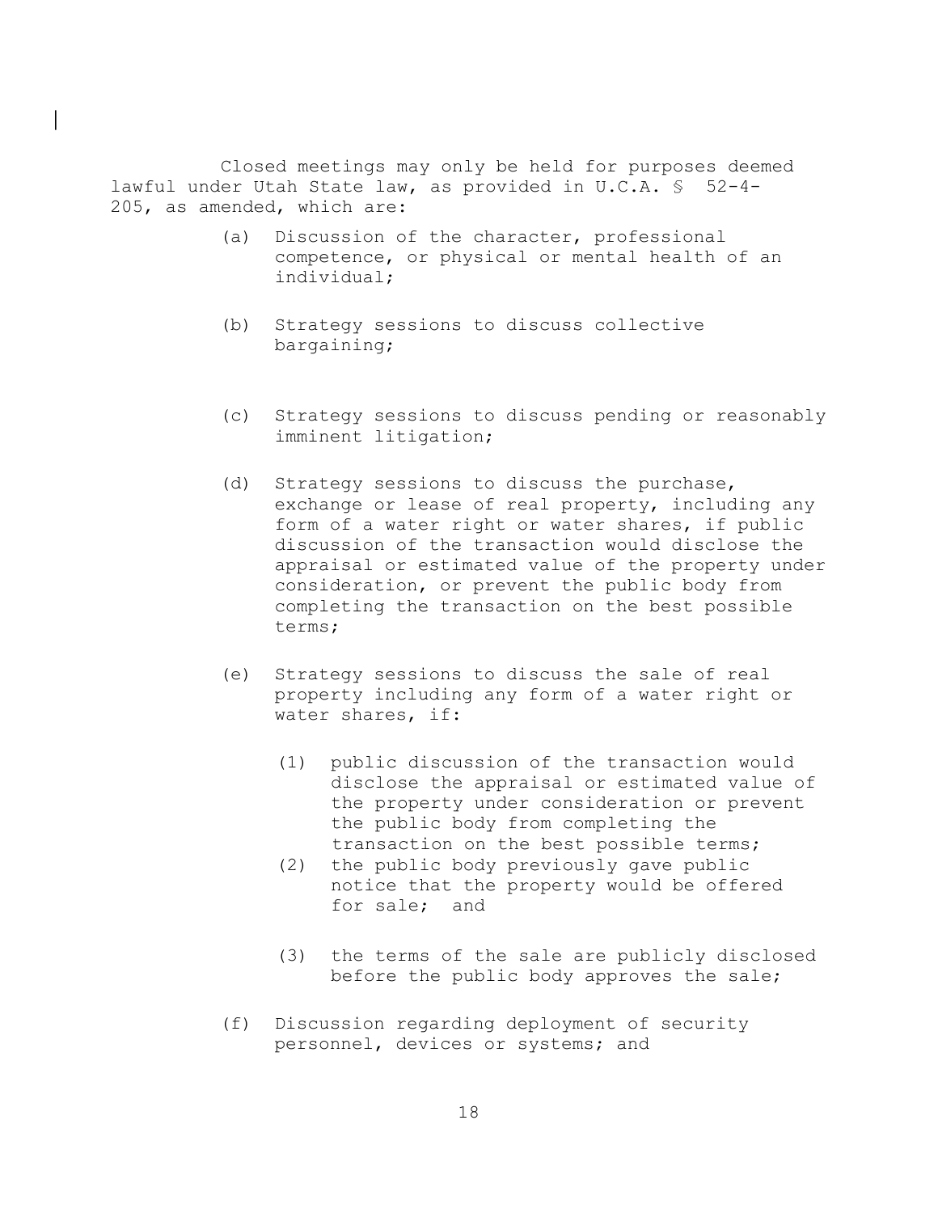Closed meetings may only be held for purposes deemed lawful under Utah State law, as provided in U.C.A. § 52-4-205, as amended, which are:

(a) Discussion of the character, professional competence, or physical or mental health of an individual;

(b) Strategy sessions to discuss collective bargaining;

(c) Strategy sessions to discuss pending or reasonably imminent litigation;

(d) Strategy sessions to discuss the purchase, exchange or lease of real property, including any form of a water right or water shares, if public discussion of the transaction would disclose the appraisal or estimated value of the property under consideration, or prevent the public body from completing the transaction on the best possible terms;

(e) Strategy sessions to discuss the sale of real property including any form of a water right or water shares, if:

  (1) public discussion of the transaction would disclose the appraisal or estimated value of the property under consideration or prevent the public body from completing the transaction on the best possible terms;

  (2) the public body previously gave public notice that the property would be offered for sale; and

  (3) the terms of the sale are publicly disclosed before the public body approves the sale;

(f) Discussion regarding deployment of security personnel, devices or systems; and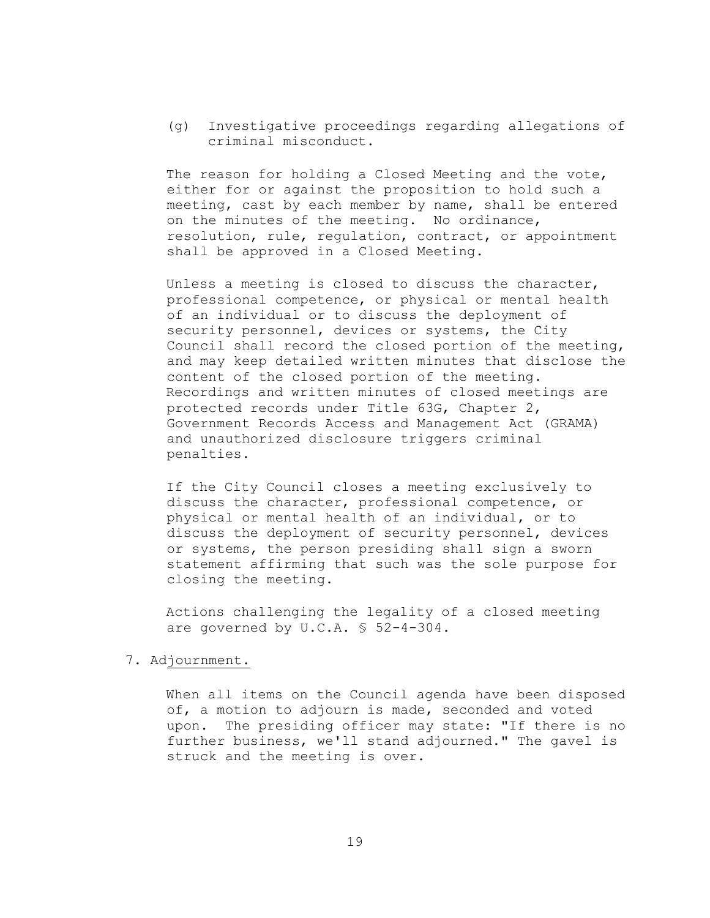(g) Investigative proceedings regarding allegations of criminal misconduct.

The reason for holding a Closed Meeting and the vote, either for or against the proposition to hold such a meeting, cast by each member by name, shall be entered on the minutes of the meeting. No ordinance, resolution, rule, regulation, contract, or appointment shall be approved in a Closed Meeting.

Unless a meeting is closed to discuss the character, professional competence, or physical or mental health of an individual or to discuss the deployment of security personnel, devices or systems, the City Council shall record the closed portion of the meeting, and may keep detailed written minutes that disclose the content of the closed portion of the meeting. Recordings and written minutes of closed meetings are protected records under Title 63G, Chapter 2, Government Records Access and Management Act (GRAMA) and unauthorized disclosure triggers criminal penalties.

If the City Council closes a meeting exclusively to discuss the character, professional competence, or physical or mental health of an individual, or to discuss the deployment of security personnel, devices or systems, the person presiding shall sign a sworn statement affirming that such was the sole purpose for closing the meeting.

Actions challenging the legality of a closed meeting are governed by U.C.A. § 52-4-304.

7. Adjournment.

When all items on the Council agenda have been disposed of, a motion to adjourn is made, seconded and voted upon. The presiding officer may state: "If there is no further business, we'll stand adjourned." The gavel is struck and the meeting is over.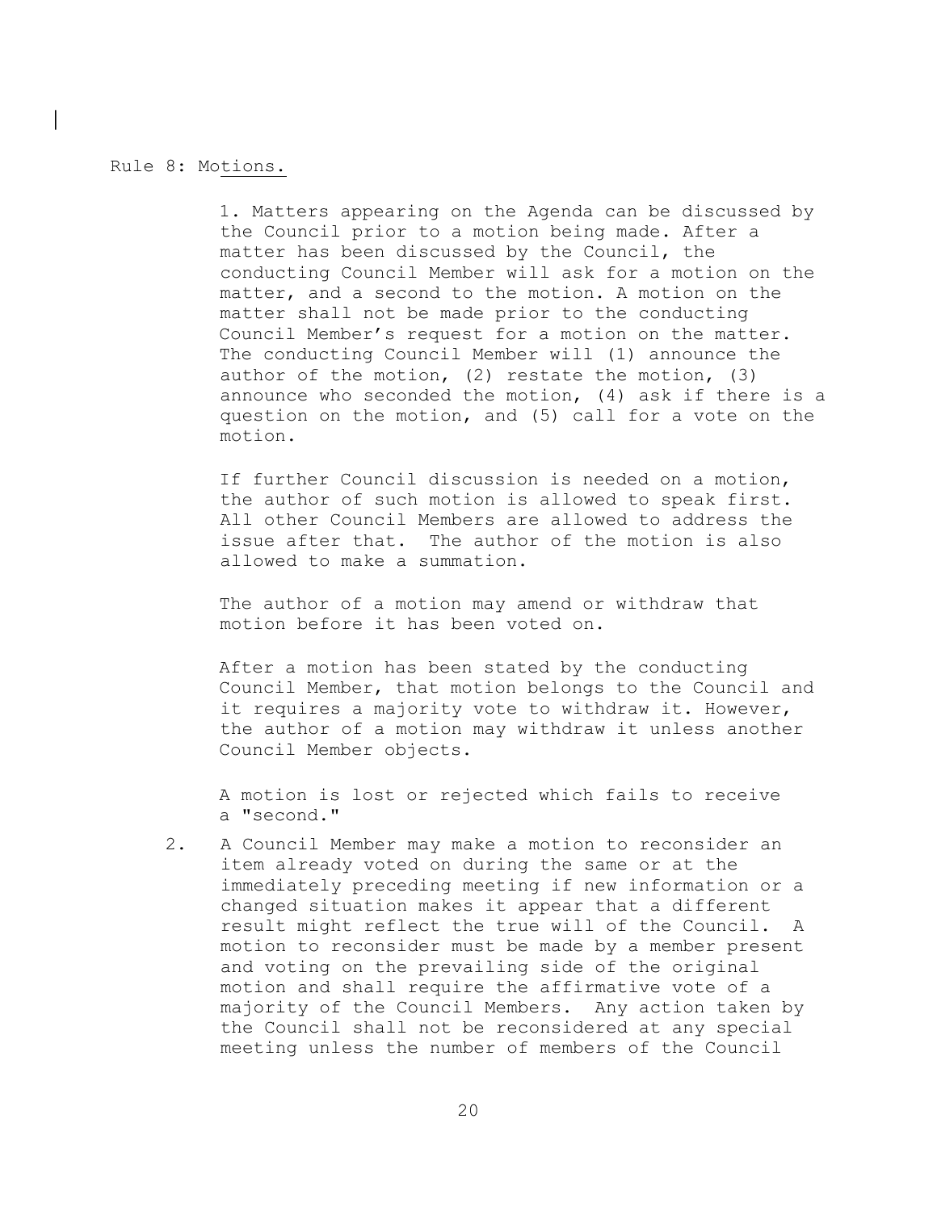Rule 8: Motions.

1. Matters appearing on the Agenda can be discussed by the Council prior to a motion being made. After a matter has been discussed by the Council, the conducting Council Member will ask for a motion on the matter, and a second to the motion. A motion on the matter shall not be made prior to the conducting Council Member's request for a motion on the matter. The conducting Council Member will (1) announce the author of the motion, (2) restate the motion, (3) announce who seconded the motion, (4) ask if there is a question on the motion, and (5) call for a vote on the motion.

   If further Council discussion is needed on a motion, the author of such motion is allowed to speak first. All other Council Members are allowed to address the issue after that. The author of the motion is also allowed to make a summation.

   The author of a motion may amend or withdraw that motion before it has been voted on.

   After a motion has been stated by the conducting Council Member, that motion belongs to the Council and it requires a majority vote to withdraw it. However, the author of a motion may withdraw it unless another Council Member objects.

   A motion is lost or rejected which fails to receive a "second."

2. A Council Member may make a motion to reconsider an item already voted on during the same or at the immediately preceding meeting if new information or a changed situation makes it appear that a different result might reflect the true will of the Council. A motion to reconsider must be made by a member present and voting on the prevailing side of the original motion and shall require the affirmative vote of a majority of the Council Members. Any action taken by the Council shall not be reconsidered at any special meeting unless the number of members of the Council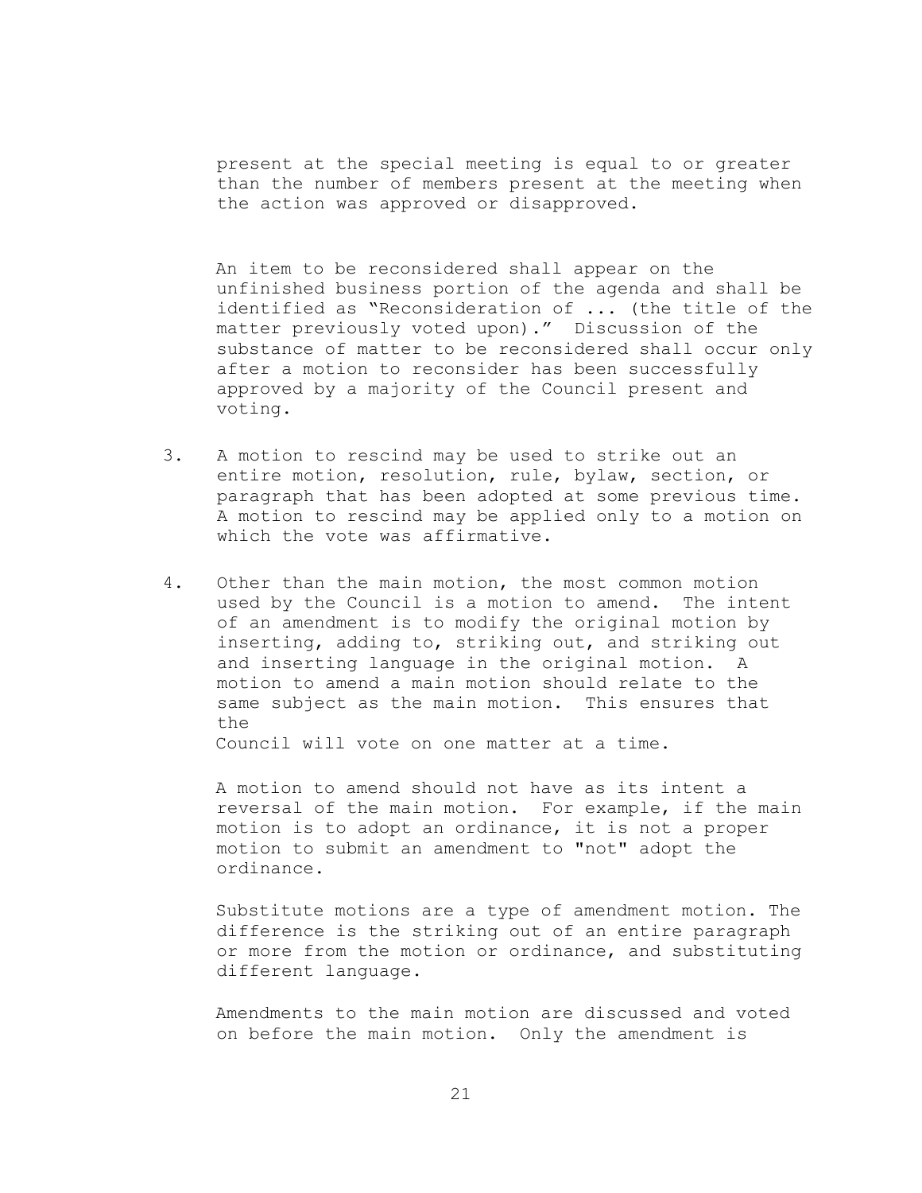present at the special meeting is equal to or greater than the number of members present at the meeting when the action was approved or disapproved.

An item to be reconsidered shall appear on the unfinished business portion of the agenda and shall be identified as "Reconsideration of ... (the title of the matter previously voted upon)." Discussion of the substance of matter to be reconsidered shall occur only after a motion to reconsider has been successfully approved by a majority of the Council present and voting.

3. A motion to rescind may be used to strike out an entire motion, resolution, rule, bylaw, section, or paragraph that has been adopted at some previous time. A motion to rescind may be applied only to a motion on which the vote was affirmative.

4. Other than the main motion, the most common motion used by the Council is a motion to amend. The intent of an amendment is to modify the original motion by inserting, adding to, striking out, and striking out and inserting language in the original motion. A motion to amend a main motion should relate to the same subject as the main motion. This ensures that the Council will vote on one matter at a time.

   A motion to amend should not have as its intent a reversal of the main motion. For example, if the main motion is to adopt an ordinance, it is not a proper motion to submit an amendment to "not" adopt the ordinance.

   Substitute motions are a type of amendment motion. The difference is the striking out of an entire paragraph or more from the motion or ordinance, and substituting different language.

   Amendments to the main motion are discussed and voted on before the main motion. Only the amendment is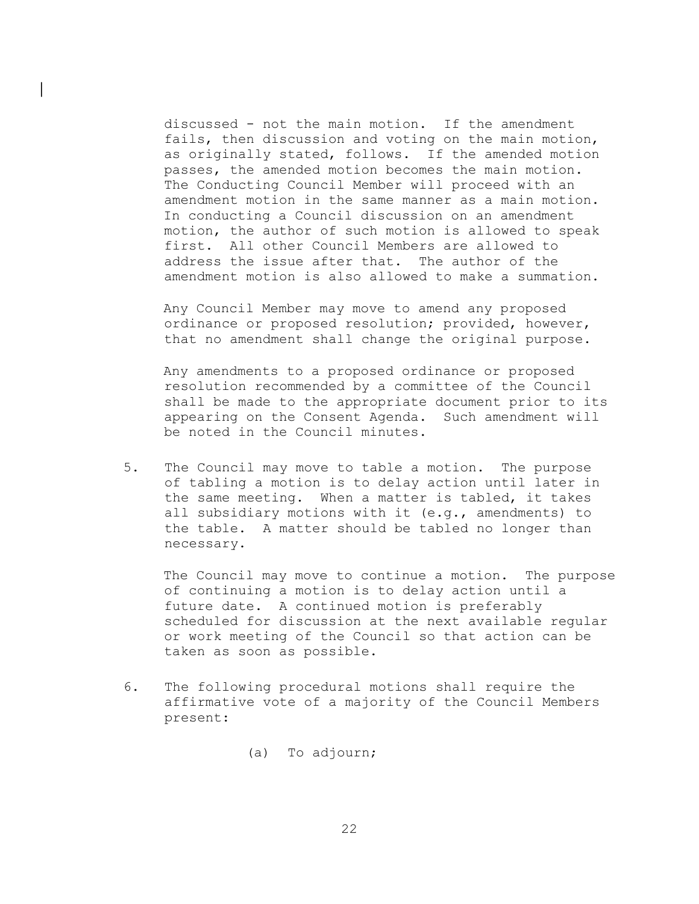discussed - not the main motion. If the amendment fails, then discussion and voting on the main motion, as originally stated, follows. If the amended motion passes, the amended motion becomes the main motion. The Conducting Council Member will proceed with an amendment motion in the same manner as a main motion. In conducting a Council discussion on an amendment motion, the author of such motion is allowed to speak first. All other Council Members are allowed to address the issue after that. The author of the amendment motion is also allowed to make a summation.

Any Council Member may move to amend any proposed ordinance or proposed resolution; provided, however, that no amendment shall change the original purpose.

Any amendments to a proposed ordinance or proposed resolution recommended by a committee of the Council shall be made to the appropriate document prior to its appearing on the Consent Agenda. Such amendment will be noted in the Council minutes.

5. The Council may move to table a motion. The purpose of tabling a motion is to delay action until later in the same meeting. When a matter is tabled, it takes all subsidiary motions with it (e.g., amendments) to the table. A matter should be tabled no longer than necessary.

   The Council may move to continue a motion. The purpose of continuing a motion is to delay action until a future date. A continued motion is preferably scheduled for discussion at the next available regular or work meeting of the Council so that action can be taken as soon as possible.

6. The following procedural motions shall require the affirmative vote of a majority of the Council Members present:

   (a) To adjourn;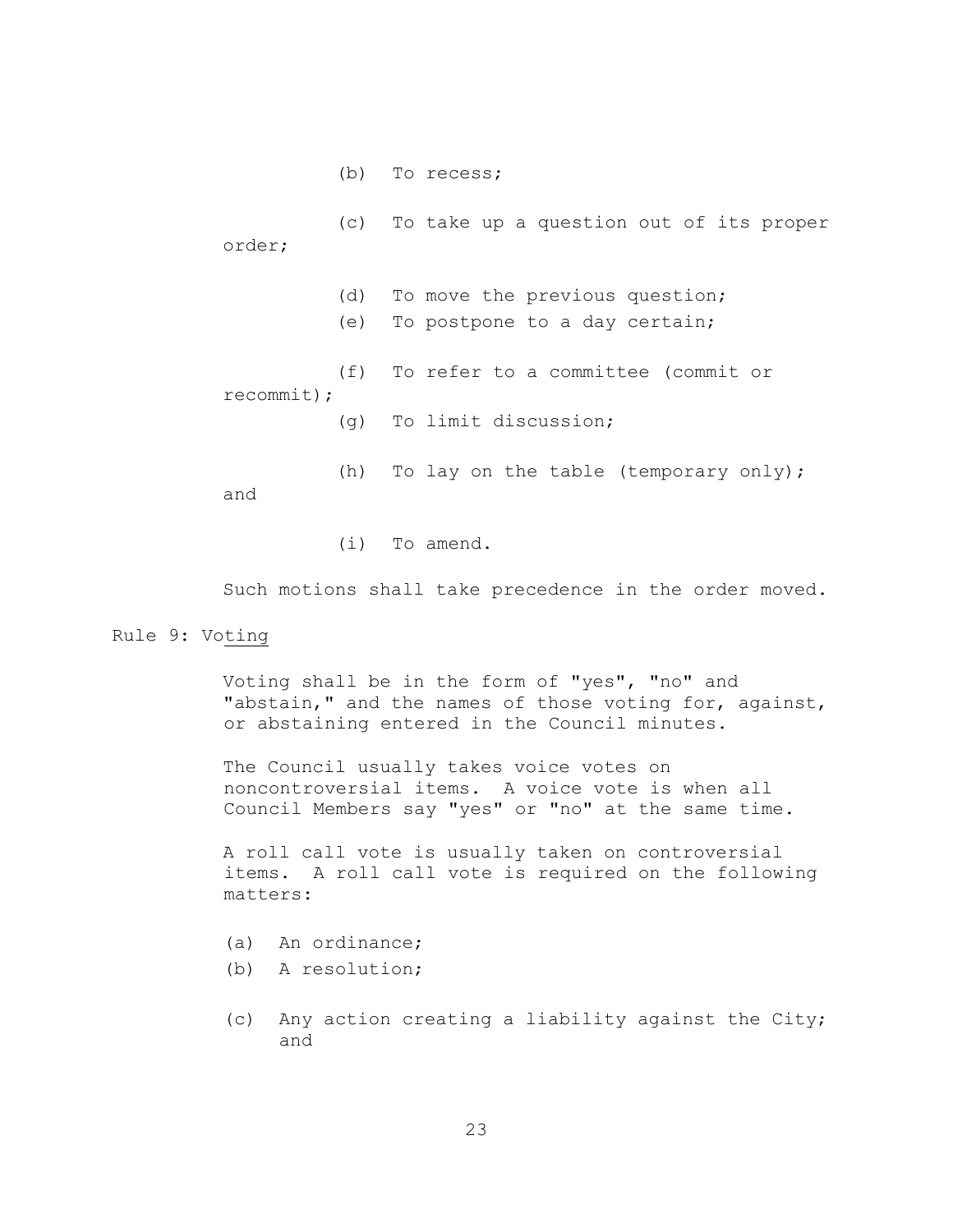(b) To recess;

(c) To take up a question out of its proper order;

(d) To move the previous question;

(e) To postpone to a day certain;

(f) To refer to a committee (commit or recommit);

(g) To limit discussion;

(h) To lay on the table (temporary only); and

(i) To amend.

Such motions shall take precedence in the order moved.

Rule 9: Voting

Voting shall be in the form of "yes", "no" and "abstain," and the names of those voting for, against, or abstaining entered in the Council minutes.

The Council usually takes voice votes on noncontroversial items. A voice vote is when all Council Members say "yes" or "no" at the same time.

A roll call vote is usually taken on controversial items. A roll call vote is required on the following matters:

(a) An ordinance;

(b) A resolution;

(c) Any action creating a liability against the City; and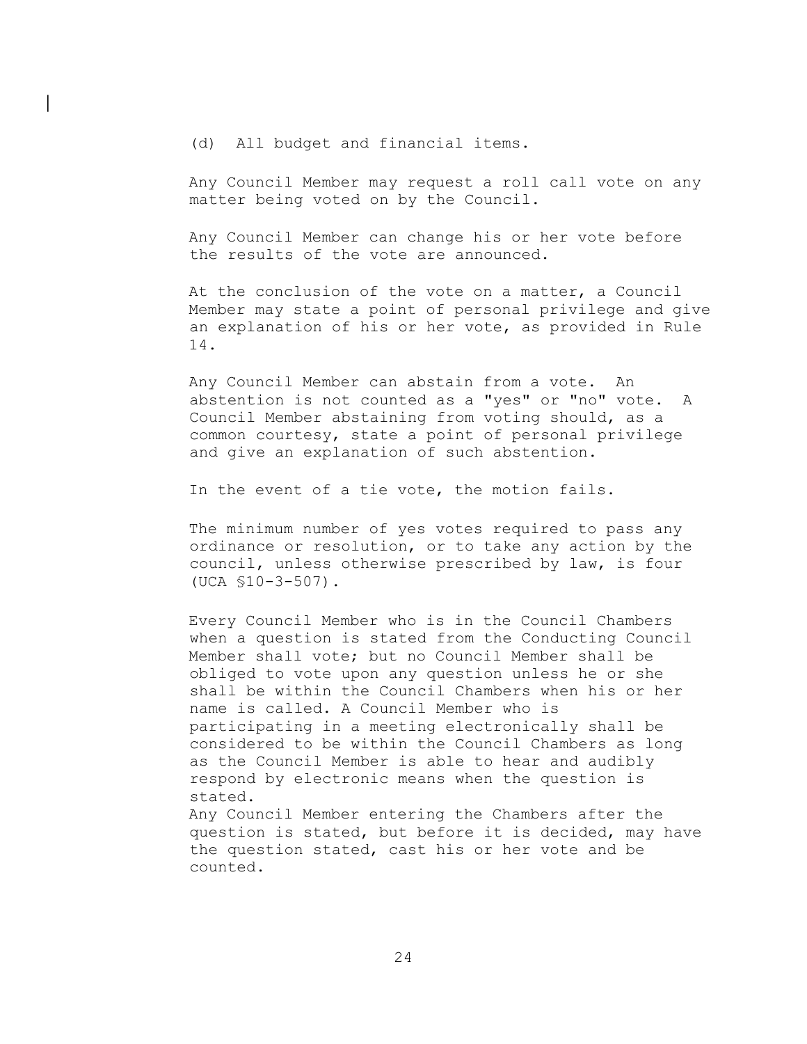(d) All budget and financial items.

Any Council Member may request a roll call vote on any matter being voted on by the Council.

Any Council Member can change his or her vote before the results of the vote are announced.

At the conclusion of the vote on a matter, a Council Member may state a point of personal privilege and give an explanation of his or her vote, as provided in Rule 14.

Any Council Member can abstain from a vote. An abstention is not counted as a "yes" or "no" vote. A Council Member abstaining from voting should, as a common courtesy, state a point of personal privilege and give an explanation of such abstention.

In the event of a tie vote, the motion fails.

The minimum number of yes votes required to pass any ordinance or resolution, or to take any action by the council, unless otherwise prescribed by law, is four (UCA §10-3-507).

Every Council Member who is in the Council Chambers when a question is stated from the Conducting Council Member shall vote; but no Council Member shall be obliged to vote upon any question unless he or she shall be within the Council Chambers when his or her name is called. A Council Member who is participating in a meeting electronically shall be considered to be within the Council Chambers as long as the Council Member is able to hear and audibly respond by electronic means when the question is stated.
Any Council Member entering the Chambers after the question is stated, but before it is decided, may have the question stated, cast his or her vote and be counted.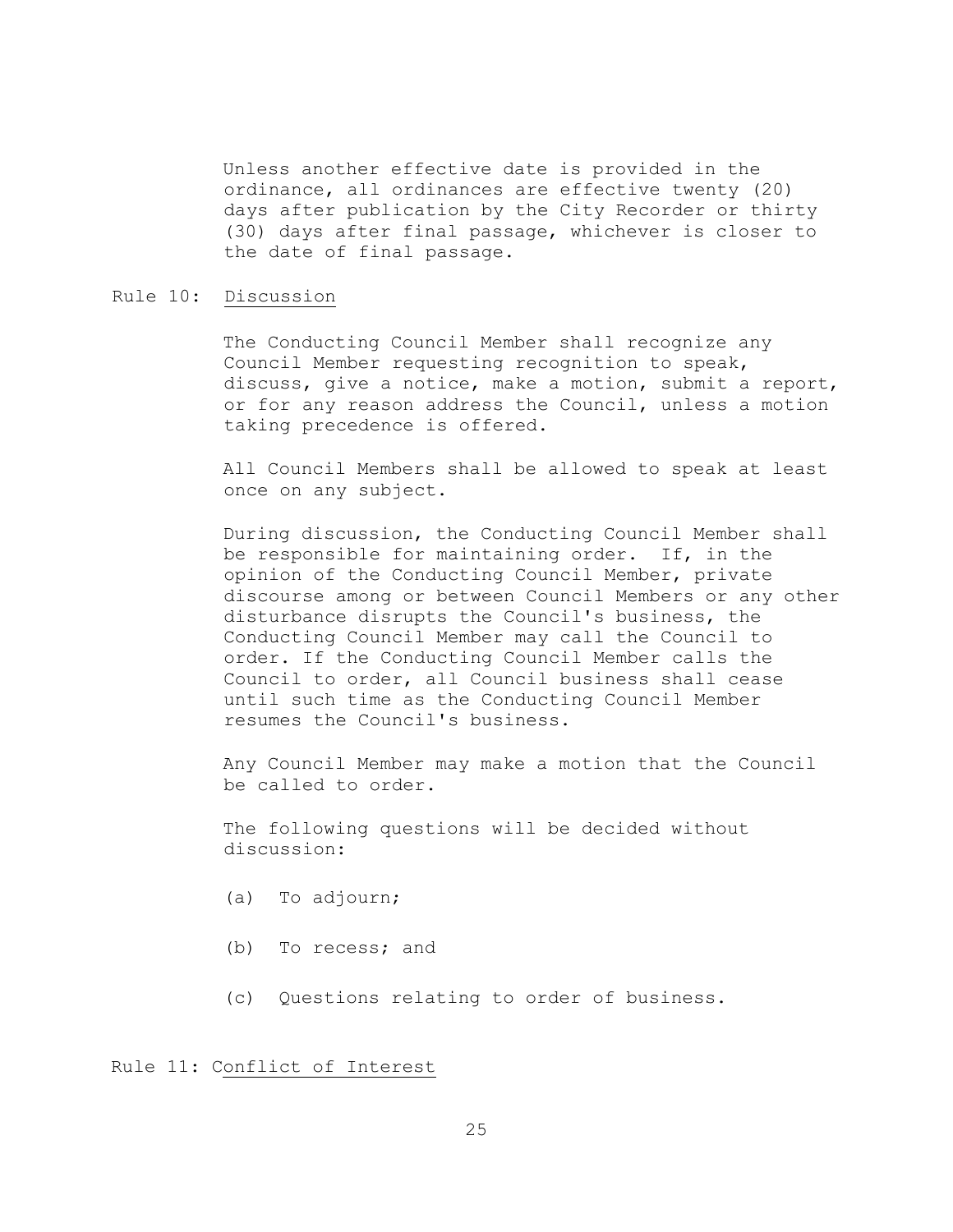Unless another effective date is provided in the ordinance, all ordinances are effective twenty (20) days after publication by the City Recorder or thirty (30) days after final passage, whichever is closer to the date of final passage.

## Rule 10: Discussion

The Conducting Council Member shall recognize any Council Member requesting recognition to speak, discuss, give a notice, make a motion, submit a report, or for any reason address the Council, unless a motion taking precedence is offered.

All Council Members shall be allowed to speak at least once on any subject.

During discussion, the Conducting Council Member shall be responsible for maintaining order. If, in the opinion of the Conducting Council Member, private discourse among or between Council Members or any other disturbance disrupts the Council's business, the Conducting Council Member may call the Council to order. If the Conducting Council Member calls the Council to order, all Council business shall cease until such time as the Conducting Council Member resumes the Council's business.

Any Council Member may make a motion that the Council be called to order.

The following questions will be decided without discussion:

(a) To adjourn;

(b) To recess; and

(c) Questions relating to order of business.

## Rule 11: Conflict of Interest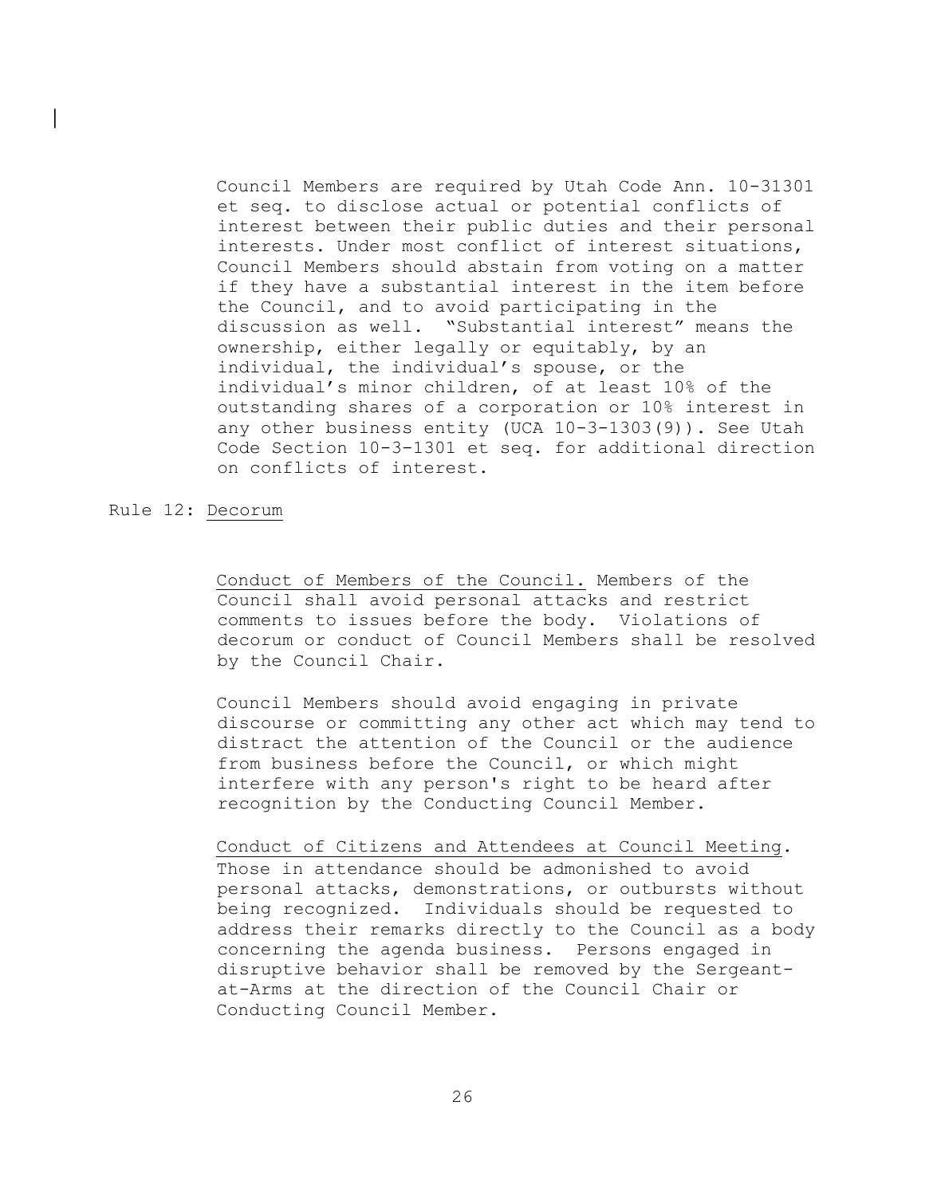Council Members are required by Utah Code Ann. 10-31301 et seq. to disclose actual or potential conflicts of interest between their public duties and their personal interests. Under most conflict of interest situations, Council Members should abstain from voting on a matter if they have a substantial interest in the item before the Council, and to avoid participating in the discussion as well. "Substantial interest" means the ownership, either legally or equitably, by an individual, the individual's spouse, or the individual's minor children, of at least 10% of the outstanding shares of a corporation or 10% interest in any other business entity (UCA 10-3-1303(9)). See Utah Code Section 10-3-1301 et seq. for additional direction on conflicts of interest.

## Rule 12: Decorum

Conduct of Members of the Council. Members of the Council shall avoid personal attacks and restrict comments to issues before the body. Violations of decorum or conduct of Council Members shall be resolved by the Council Chair.

Council Members should avoid engaging in private discourse or committing any other act which may tend to distract the attention of the Council or the audience from business before the Council, or which might interfere with any person's right to be heard after recognition by the Conducting Council Member.

Conduct of Citizens and Attendees at Council Meeting. Those in attendance should be admonished to avoid personal attacks, demonstrations, or outbursts without being recognized. Individuals should be requested to address their remarks directly to the Council as a body concerning the agenda business. Persons engaged in disruptive behavior shall be removed by the Sergeant-at-Arms at the direction of the Council Chair or Conducting Council Member.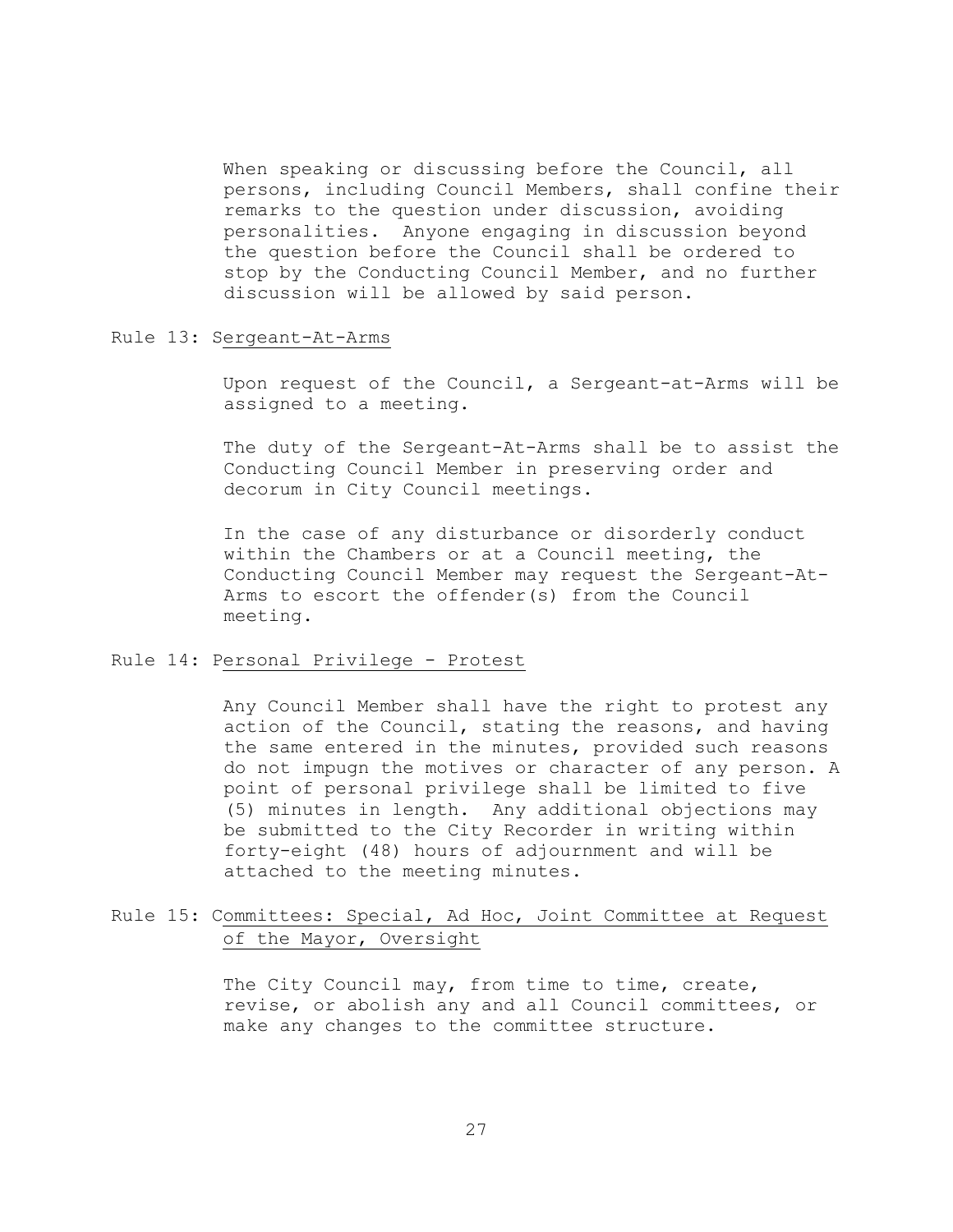When speaking or discussing before the Council, all persons, including Council Members, shall confine their remarks to the question under discussion, avoiding personalities. Anyone engaging in discussion beyond the question before the Council shall be ordered to stop by the Conducting Council Member, and no further discussion will be allowed by said person.

Rule 13: Sergeant-At-Arms

Upon request of the Council, a Sergeant-at-Arms will be assigned to a meeting.

The duty of the Sergeant-At-Arms shall be to assist the Conducting Council Member in preserving order and decorum in City Council meetings.

In the case of any disturbance or disorderly conduct within the Chambers or at a Council meeting, the Conducting Council Member may request the Sergeant-At-Arms to escort the offender(s) from the Council meeting.

Rule 14: Personal Privilege - Protest

Any Council Member shall have the right to protest any action of the Council, stating the reasons, and having the same entered in the minutes, provided such reasons do not impugn the motives or character of any person. A point of personal privilege shall be limited to five (5) minutes in length. Any additional objections may be submitted to the City Recorder in writing within forty-eight (48) hours of adjournment and will be attached to the meeting minutes.

Rule 15: Committees: Special, Ad Hoc, Joint Committee at Request of the Mayor, Oversight

The City Council may, from time to time, create, revise, or abolish any and all Council committees, or make any changes to the committee structure.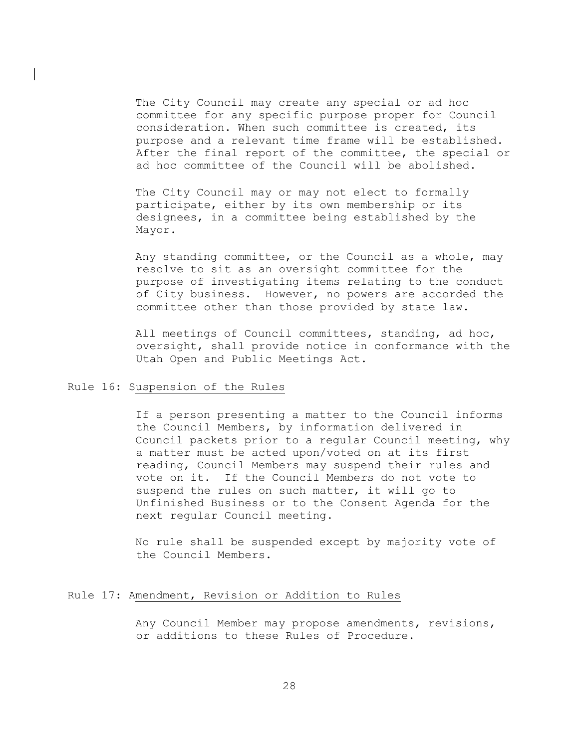The City Council may create any special or ad hoc committee for any specific purpose proper for Council consideration. When such committee is created, its purpose and a relevant time frame will be established. After the final report of the committee, the special or ad hoc committee of the Council will be abolished.

The City Council may or may not elect to formally participate, either by its own membership or its designees, in a committee being established by the Mayor.

Any standing committee, or the Council as a whole, may resolve to sit as an oversight committee for the purpose of investigating items relating to the conduct of City business. However, no powers are accorded the committee other than those provided by state law.

All meetings of Council committees, standing, ad hoc, oversight, shall provide notice in conformance with the Utah Open and Public Meetings Act.

## Rule 16: Suspension of the Rules

If a person presenting a matter to the Council informs the Council Members, by information delivered in Council packets prior to a regular Council meeting, why a matter must be acted upon/voted on at its first reading, Council Members may suspend their rules and vote on it. If the Council Members do not vote to suspend the rules on such matter, it will go to Unfinished Business or to the Consent Agenda for the next regular Council meeting.

No rule shall be suspended except by majority vote of the Council Members.

## Rule 17: Amendment, Revision or Addition to Rules

Any Council Member may propose amendments, revisions, or additions to these Rules of Procedure.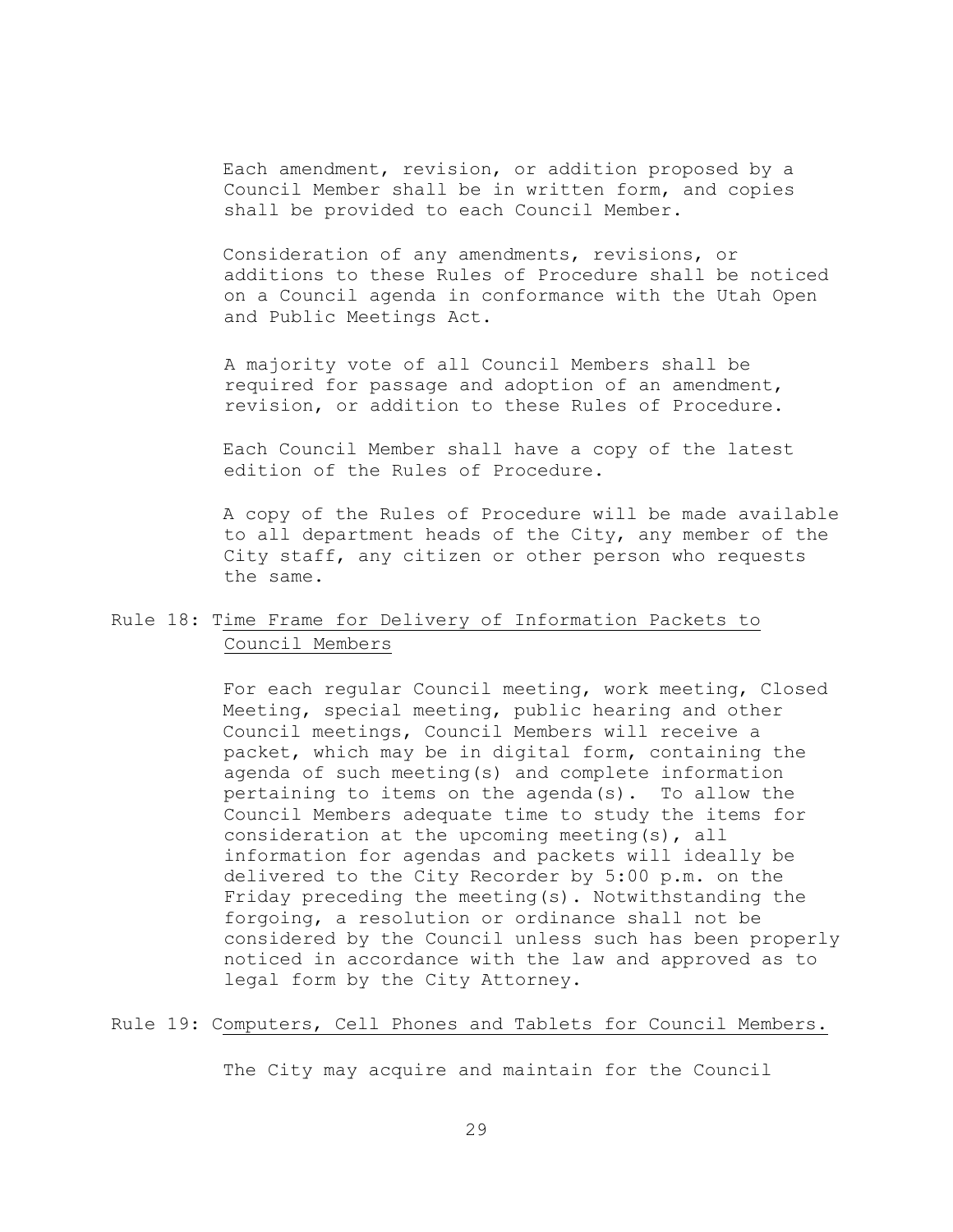Each amendment, revision, or addition proposed by a Council Member shall be in written form, and copies shall be provided to each Council Member.

Consideration of any amendments, revisions, or additions to these Rules of Procedure shall be noticed on a Council agenda in conformance with the Utah Open and Public Meetings Act.

A majority vote of all Council Members shall be required for passage and adoption of an amendment, revision, or addition to these Rules of Procedure.

Each Council Member shall have a copy of the latest edition of the Rules of Procedure.

A copy of the Rules of Procedure will be made available to all department heads of the City, any member of the City staff, any citizen or other person who requests the same.

Rule 18: Time Frame for Delivery of Information Packets to Council Members

For each regular Council meeting, work meeting, Closed Meeting, special meeting, public hearing and other Council meetings, Council Members will receive a packet, which may be in digital form, containing the agenda of such meeting(s) and complete information pertaining to items on the agenda(s). To allow the Council Members adequate time to study the items for consideration at the upcoming meeting(s), all information for agendas and packets will ideally be delivered to the City Recorder by 5:00 p.m. on the Friday preceding the meeting(s). Notwithstanding the forgoing, a resolution or ordinance shall not be considered by the Council unless such has been properly noticed in accordance with the law and approved as to legal form by the City Attorney.

Rule 19: Computers, Cell Phones and Tablets for Council Members.

The City may acquire and maintain for the Council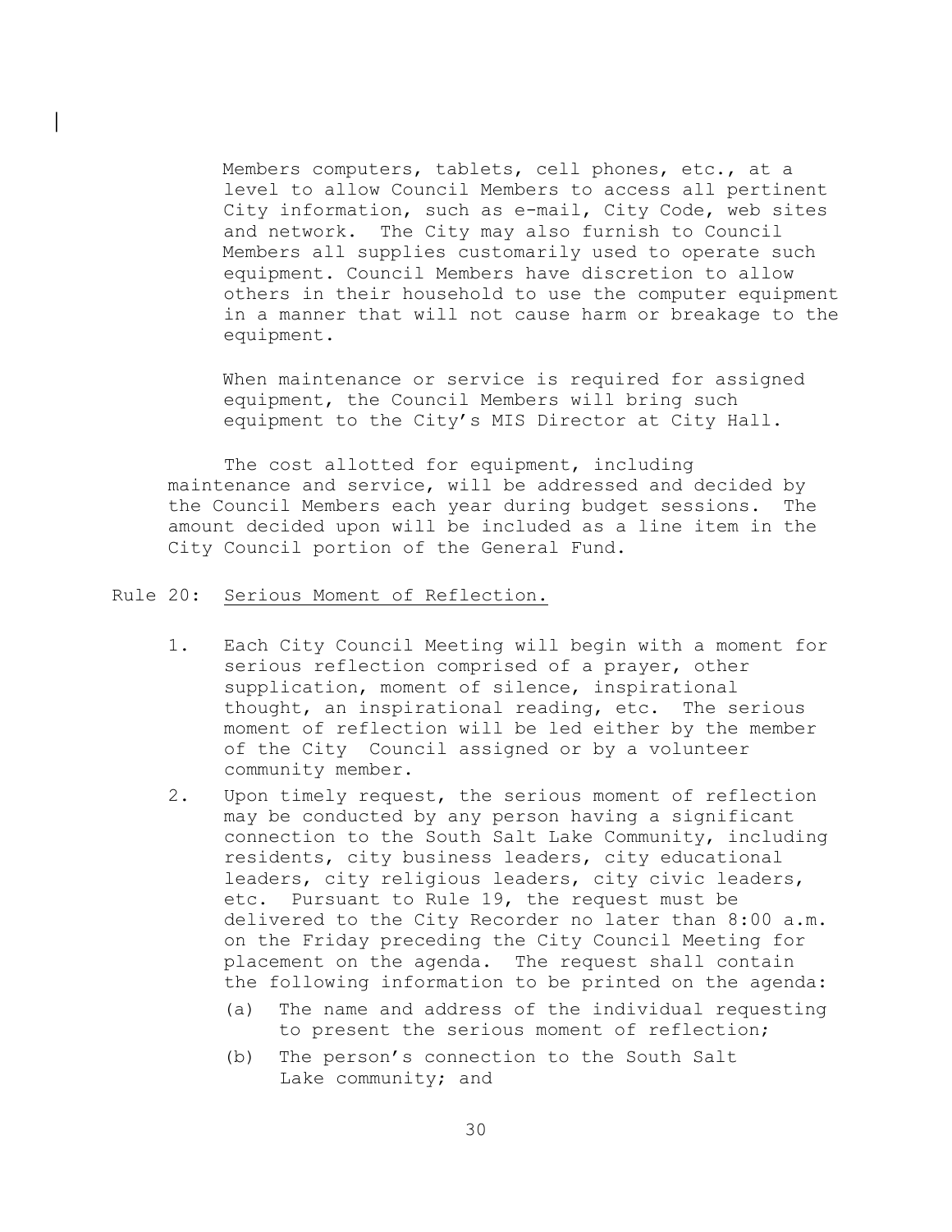Members computers, tablets, cell phones, etc., at a level to allow Council Members to access all pertinent City information, such as e-mail, City Code, web sites and network. The City may also furnish to Council Members all supplies customarily used to operate such equipment. Council Members have discretion to allow others in their household to use the computer equipment in a manner that will not cause harm or breakage to the equipment.

When maintenance or service is required for assigned equipment, the Council Members will bring such equipment to the City's MIS Director at City Hall.

The cost allotted for equipment, including maintenance and service, will be addressed and decided by the Council Members each year during budget sessions. The amount decided upon will be included as a line item in the City Council portion of the General Fund.

Rule 20: Serious Moment of Reflection.

1. Each City Council Meeting will begin with a moment for serious reflection comprised of a prayer, other supplication, moment of silence, inspirational thought, an inspirational reading, etc. The serious moment of reflection will be led either by the member of the City Council assigned or by a volunteer community member.
2. Upon timely request, the serious moment of reflection may be conducted by any person having a significant connection to the South Salt Lake Community, including residents, city business leaders, city educational leaders, city religious leaders, city civic leaders, etc. Pursuant to Rule 19, the request must be delivered to the City Recorder no later than 8:00 a.m. on the Friday preceding the City Council Meeting for placement on the agenda. The request shall contain the following information to be printed on the agenda:
   - (a) The name and address of the individual requesting to present the serious moment of reflection;
   - (b) The person's connection to the South Salt Lake community; and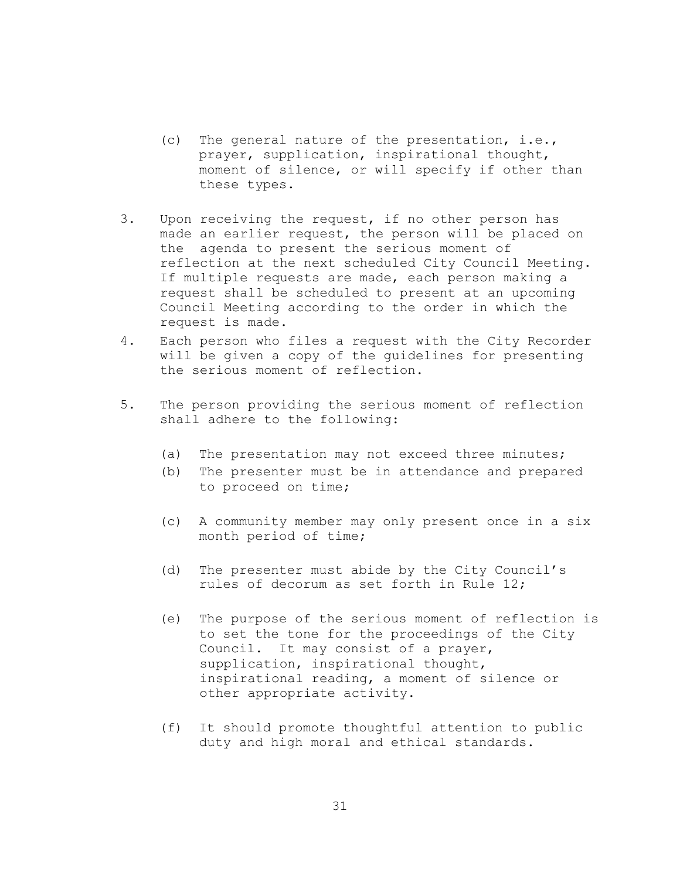(c) The general nature of the presentation, i.e., prayer, supplication, inspirational thought, moment of silence, or will specify if other than these types.

3. Upon receiving the request, if no other person has made an earlier request, the person will be placed on the agenda to present the serious moment of reflection at the next scheduled City Council Meeting. If multiple requests are made, each person making a request shall be scheduled to present at an upcoming Council Meeting according to the order in which the request is made.
4. Each person who files a request with the City Recorder will be given a copy of the guidelines for presenting the serious moment of reflection.

5. The person providing the serious moment of reflection shall adhere to the following:

   (a) The presentation may not exceed three minutes;
   (b) The presenter must be in attendance and prepared to proceed on time;

   (c) A community member may only present once in a six month period of time;

   (d) The presenter must abide by the City Council's rules of decorum as set forth in Rule 12;

   (e) The purpose of the serious moment of reflection is to set the tone for the proceedings of the City Council. It may consist of a prayer, supplication, inspirational thought, inspirational reading, a moment of silence or other appropriate activity.

   (f) It should promote thoughtful attention to public duty and high moral and ethical standards.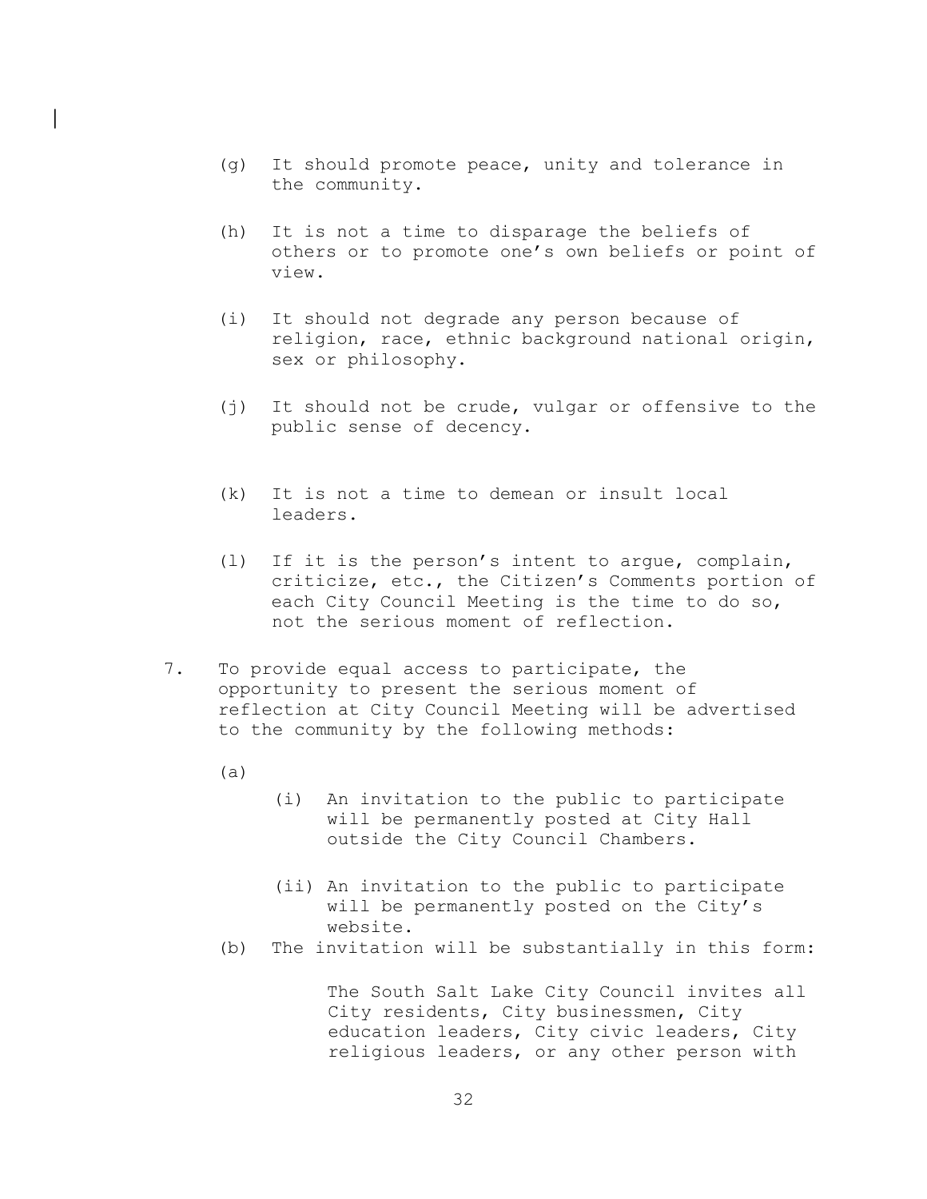(g) It should promote peace, unity and tolerance in the community.

(h) It is not a time to disparage the beliefs of others or to promote one's own beliefs or point of view.

(i) It should not degrade any person because of religion, race, ethnic background national origin, sex or philosophy.

(j) It should not be crude, vulgar or offensive to the public sense of decency.

(k) It is not a time to demean or insult local leaders.

(l) If it is the person's intent to argue, complain, criticize, etc., the Citizen's Comments portion of each City Council Meeting is the time to do so, not the serious moment of reflection.

7. To provide equal access to participate, the opportunity to present the serious moment of reflection at City Council Meeting will be advertised to the community by the following methods:

   (a)

      (i) An invitation to the public to participate will be permanently posted at City Hall outside the City Council Chambers.

      (ii) An invitation to the public to participate will be permanently posted on the City's website.

   (b) The invitation will be substantially in this form:

      The South Salt Lake City Council invites all City residents, City businessmen, City education leaders, City civic leaders, City religious leaders, or any other person with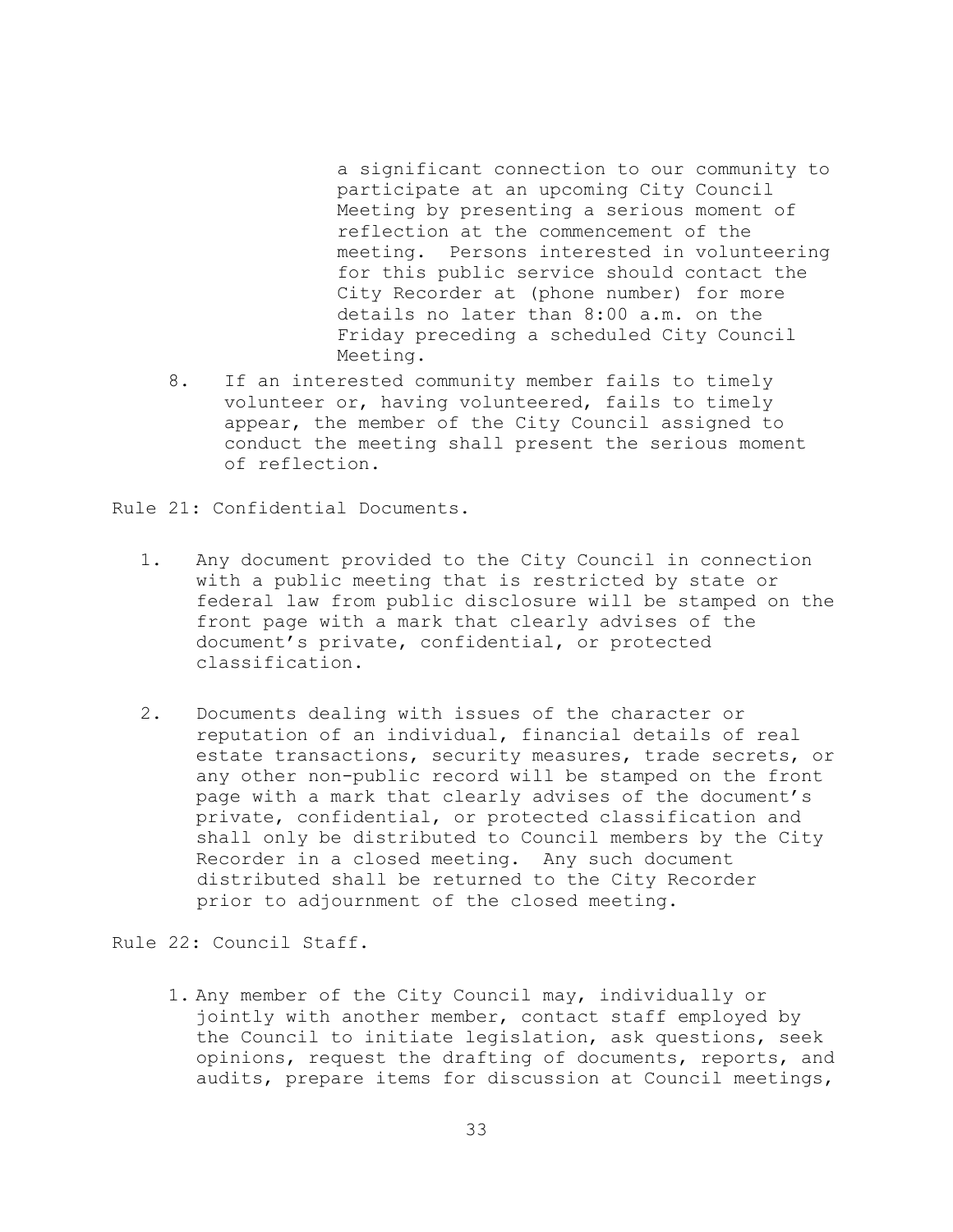a significant connection to our community to participate at an upcoming City Council Meeting by presenting a serious moment of reflection at the commencement of the meeting. Persons interested in volunteering for this public service should contact the City Recorder at (phone number) for more details no later than 8:00 a.m. on the Friday preceding a scheduled City Council Meeting.

8. If an interested community member fails to timely volunteer or, having volunteered, fails to timely appear, the member of the City Council assigned to conduct the meeting shall present the serious moment of reflection.

Rule 21: Confidential Documents.

1. Any document provided to the City Council in connection with a public meeting that is restricted by state or federal law from public disclosure will be stamped on the front page with a mark that clearly advises of the document's private, confidential, or protected classification.

2. Documents dealing with issues of the character or reputation of an individual, financial details of real estate transactions, security measures, trade secrets, or any other non-public record will be stamped on the front page with a mark that clearly advises of the document's private, confidential, or protected classification and shall only be distributed to Council members by the City Recorder in a closed meeting. Any such document distributed shall be returned to the City Recorder prior to adjournment of the closed meeting.

Rule 22: Council Staff.

1. Any member of the City Council may, individually or jointly with another member, contact staff employed by the Council to initiate legislation, ask questions, seek opinions, request the drafting of documents, reports, and audits, prepare items for discussion at Council meetings,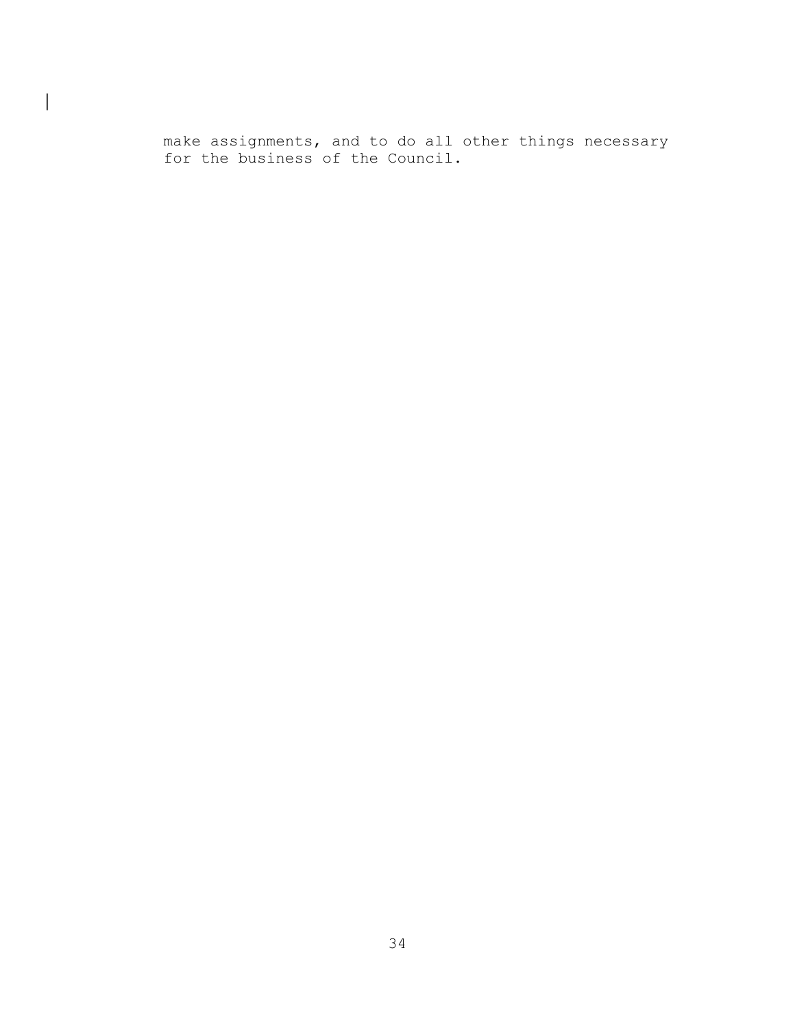make assignments, and to do all other things necessary for the business of the Council.